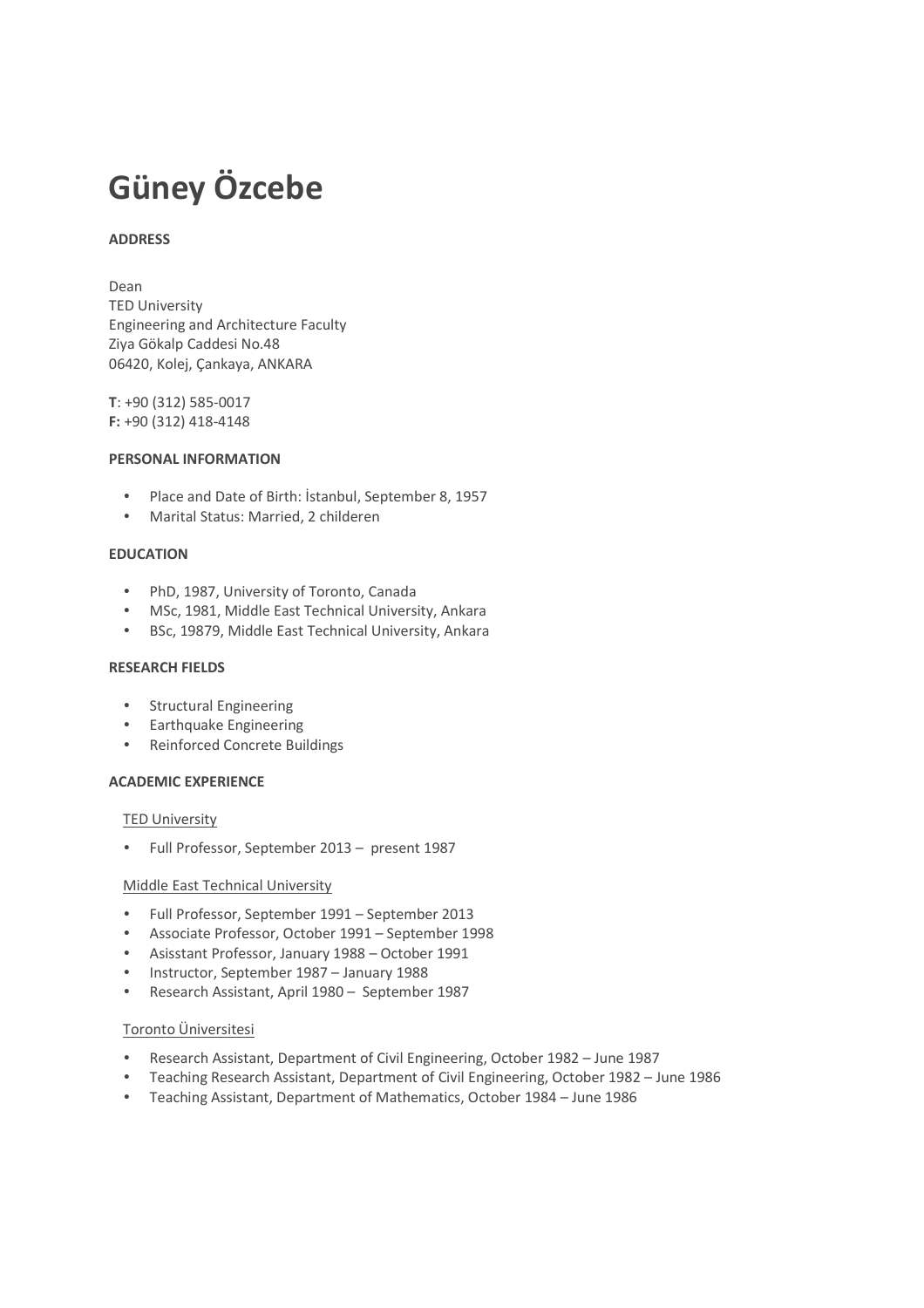# Güney Özcebe

**ADDRESS**

Dean
TED University
Engineering and Architecture Faculty
Ziya Gökalp Caddesi No.48
06420, Kolej, Çankaya, ANKARA

**T**: +90 (312) 585-0017
**F:** +90 (312) 418-4148

**PERSONAL INFORMATION**

- Place and Date of Birth: İstanbul, September 8, 1957
- Marital Status: Married, 2 childeren

**EDUCATION**

- PhD, 1987, University of Toronto, Canada
- MSc, 1981, Middle East Technical University, Ankara
- BSc, 19879, Middle East Technical University, Ankara

**RESEARCH FIELDS**

- Structural Engineering
- Earthquake Engineering
- Reinforced Concrete Buildings

**ACADEMIC EXPERIENCE**

TED University

- Full Professor, September 2013 – present 1987

Middle East Technical University

- Full Professor, September 1991 – September 2013
- Associate Professor, October 1991 – September 1998
- Asisstant Professor, January 1988 – October 1991
- Instructor, September 1987 – January 1988
- Research Assistant, April 1980 – September 1987

Toronto Üniversitesi

- Research Assistant, Department of Civil Engineering, October 1982 – June 1987
- Teaching Research Assistant, Department of Civil Engineering, October 1982 – June 1986
- Teaching Assistant, Department of Mathematics, October 1984 – June 1986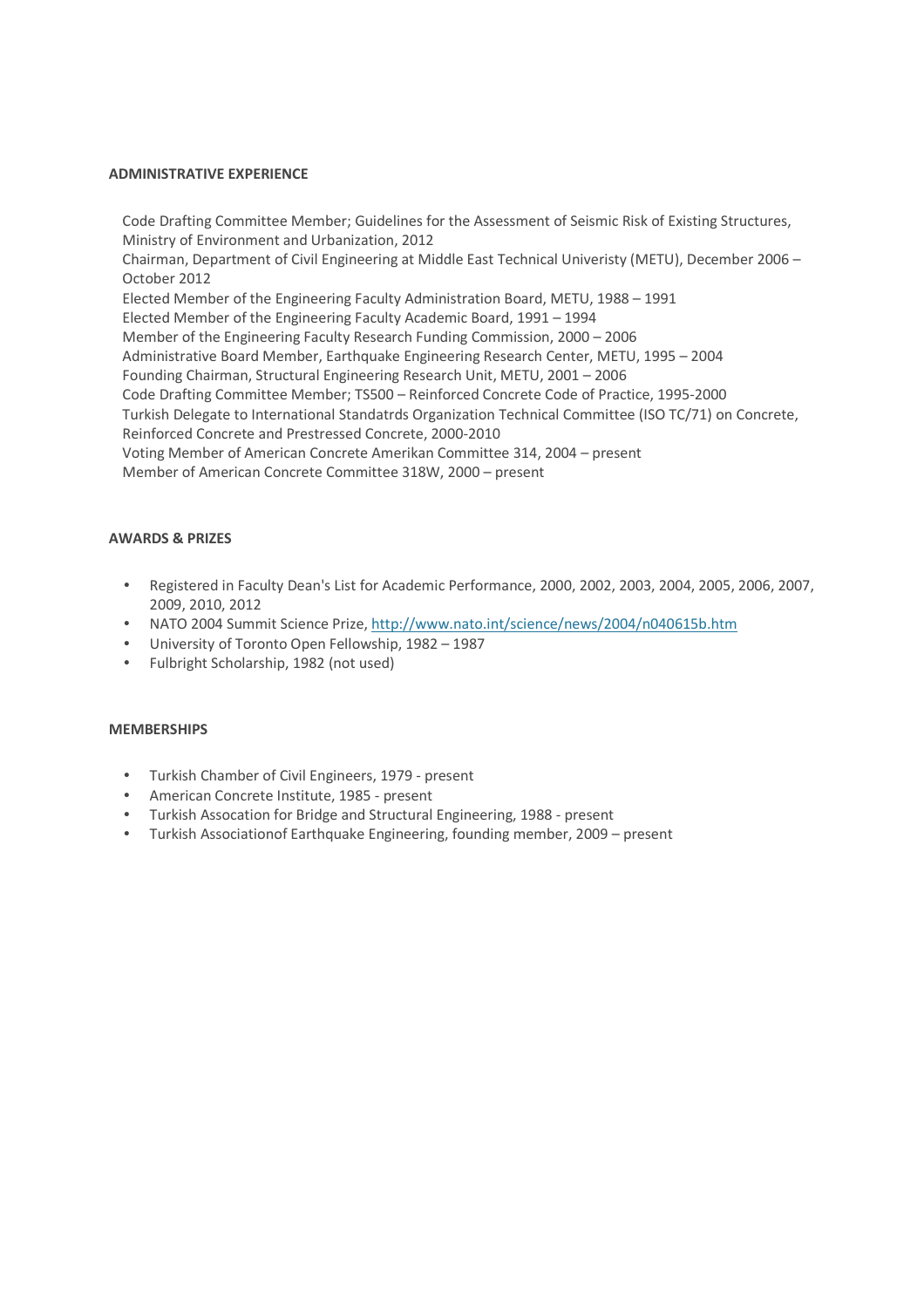**ADMINISTRATIVE EXPERIENCE**

Code Drafting Committee Member; Guidelines for the Assessment of Seismic Risk of Existing Structures, Ministry of Environment and Urbanization, 2012
Chairman, Department of Civil Engineering at Middle East Technical Univeristy (METU), December 2006 – October 2012
Elected Member of the Engineering Faculty Administration Board, METU, 1988 – 1991
Elected Member of the Engineering Faculty Academic Board, 1991 – 1994
Member of the Engineering Faculty Research Funding Commission, 2000 – 2006
Administrative Board Member, Earthquake Engineering Research Center, METU, 1995 – 2004
Founding Chairman, Structural Engineering Research Unit, METU, 2001 – 2006
Code Drafting Committee Member; TS500 – Reinforced Concrete Code of Practice, 1995-2000
Turkish Delegate to International Standatrds Organization Technical Committee (ISO TC/71) on Concrete, Reinforced Concrete and Prestressed Concrete, 2000-2010
Voting Member of American Concrete Amerikan Committee 314, 2004 – present
Member of American Concrete Committee 318W, 2000 – present

**AWARDS & PRIZES**

- Registered in Faculty Dean's List for Academic Performance, 2000, 2002, 2003, 2004, 2005, 2006, 2007, 2009, 2010, 2012
- NATO 2004 Summit Science Prize, http://www.nato.int/science/news/2004/n040615b.htm
- University of Toronto Open Fellowship, 1982 – 1987
- Fulbright Scholarship, 1982 (not used)

**MEMBERSHIPS**

- Turkish Chamber of Civil Engineers, 1979 - present
- American Concrete Institute, 1985 - present
- Turkish Assocation for Bridge and Structural Engineering, 1988 - present
- Turkish Associationof Earthquake Engineering, founding member, 2009 – present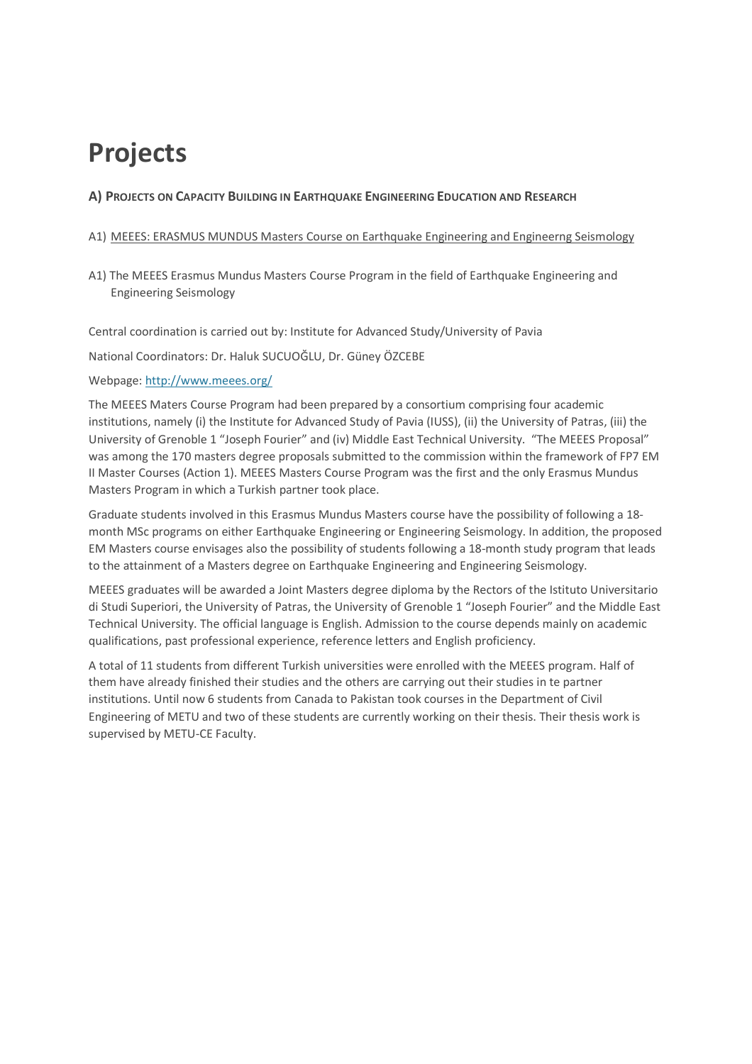# Projects

### A) Projects on Capacity Building in Earthquake Engineering Education and Research

A1) MEEES: ERASMUS MUNDUS Masters Course on Earthquake Engineering and Engineerng Seismology

A1) The MEEES Erasmus Mundus Masters Course Program in the field of Earthquake Engineering and Engineering Seismology

Central coordination is carried out by: Institute for Advanced Study/University of Pavia

National Coordinators: Dr. Haluk SUCUOĞLU, Dr. Güney ÖZCEBE

Webpage: http://www.meees.org/

The MEEES Maters Course Program had been prepared by a consortium comprising four academic institutions, namely (i) the Institute for Advanced Study of Pavia (IUSS), (ii) the University of Patras, (iii) the University of Grenoble 1 "Joseph Fourier" and (iv) Middle East Technical University. "The MEEES Proposal" was among the 170 masters degree proposals submitted to the commission within the framework of FP7 EM II Master Courses (Action 1). MEEES Masters Course Program was the first and the only Erasmus Mundus Masters Program in which a Turkish partner took place.

Graduate students involved in this Erasmus Mundus Masters course have the possibility of following a 18-month MSc programs on either Earthquake Engineering or Engineering Seismology. In addition, the proposed EM Masters course envisages also the possibility of students following a 18-month study program that leads to the attainment of a Masters degree on Earthquake Engineering and Engineering Seismology.

MEEES graduates will be awarded a Joint Masters degree diploma by the Rectors of the Istituto Universitario di Studi Superiori, the University of Patras, the University of Grenoble 1 "Joseph Fourier" and the Middle East Technical University. The official language is English. Admission to the course depends mainly on academic qualifications, past professional experience, reference letters and English proficiency.

A total of 11 students from different Turkish universities were enrolled with the MEEES program. Half of them have already finished their studies and the others are carrying out their studies in te partner institutions. Until now 6 students from Canada to Pakistan took courses in the Department of Civil Engineering of METU and two of these students are currently working on their thesis. Their thesis work is supervised by METU-CE Faculty.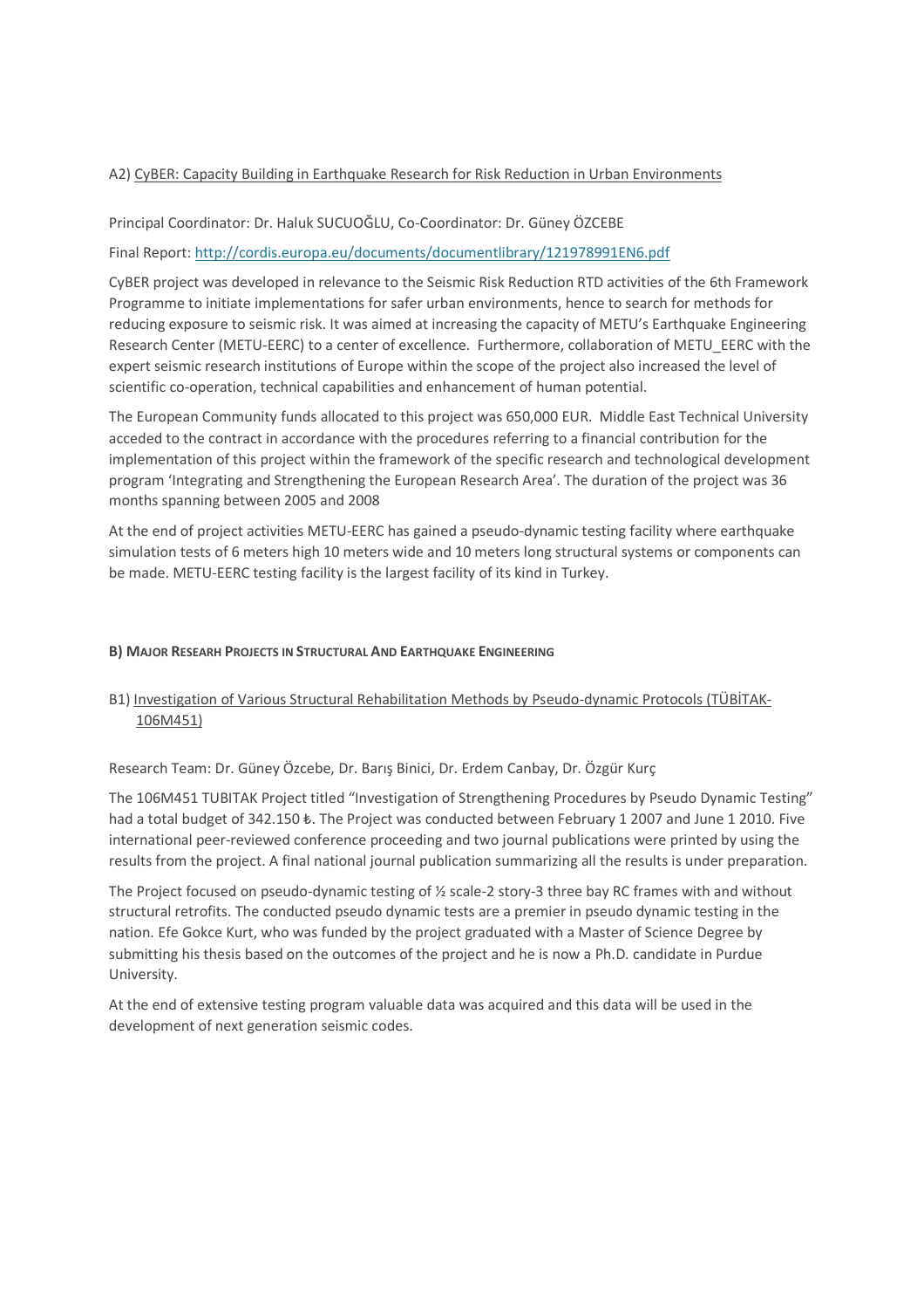A2) CyBER: Capacity Building in Earthquake Research for Risk Reduction in Urban Environments

Principal Coordinator: Dr. Haluk SUCUOĞLU, Co-Coordinator: Dr. Güney ÖZCEBE

Final Report: http://cordis.europa.eu/documents/documentlibrary/121978991EN6.pdf

CyBER project was developed in relevance to the Seismic Risk Reduction RTD activities of the 6th Framework Programme to initiate implementations for safer urban environments, hence to search for methods for reducing exposure to seismic risk. It was aimed at increasing the capacity of METU's Earthquake Engineering Research Center (METU-EERC) to a center of excellence. Furthermore, collaboration of METU_EERC with the expert seismic research institutions of Europe within the scope of the project also increased the level of scientific co-operation, technical capabilities and enhancement of human potential.

The European Community funds allocated to this project was 650,000 EUR. Middle East Technical University acceded to the contract in accordance with the procedures referring to a financial contribution for the implementation of this project within the framework of the specific research and technological development program 'Integrating and Strengthening the European Research Area'. The duration of the project was 36 months spanning between 2005 and 2008

At the end of project activities METU-EERC has gained a pseudo-dynamic testing facility where earthquake simulation tests of 6 meters high 10 meters wide and 10 meters long structural systems or components can be made. METU-EERC testing facility is the largest facility of its kind in Turkey.

## B) Major Researh Projects in Structural And Earthquake Engineering

B1) Investigation of Various Structural Rehabilitation Methods by Pseudo-dynamic Protocols (TÜBİTAK-106M451)

Research Team: Dr. Güney Özcebe, Dr. Barış Binici, Dr. Erdem Canbay, Dr. Özgür Kurç

The 106M451 TUBITAK Project titled "Investigation of Strengthening Procedures by Pseudo Dynamic Testing" had a total budget of 342.150 ₺. The Project was conducted between February 1 2007 and June 1 2010. Five international peer-reviewed conference proceeding and two journal publications were printed by using the results from the project. A final national journal publication summarizing all the results is under preparation.

The Project focused on pseudo-dynamic testing of ½ scale-2 story-3 three bay RC frames with and without structural retrofits. The conducted pseudo dynamic tests are a premier in pseudo dynamic testing in the nation. Efe Gokce Kurt, who was funded by the project graduated with a Master of Science Degree by submitting his thesis based on the outcomes of the project and he is now a Ph.D. candidate in Purdue University.

At the end of extensive testing program valuable data was acquired and this data will be used in the development of next generation seismic codes.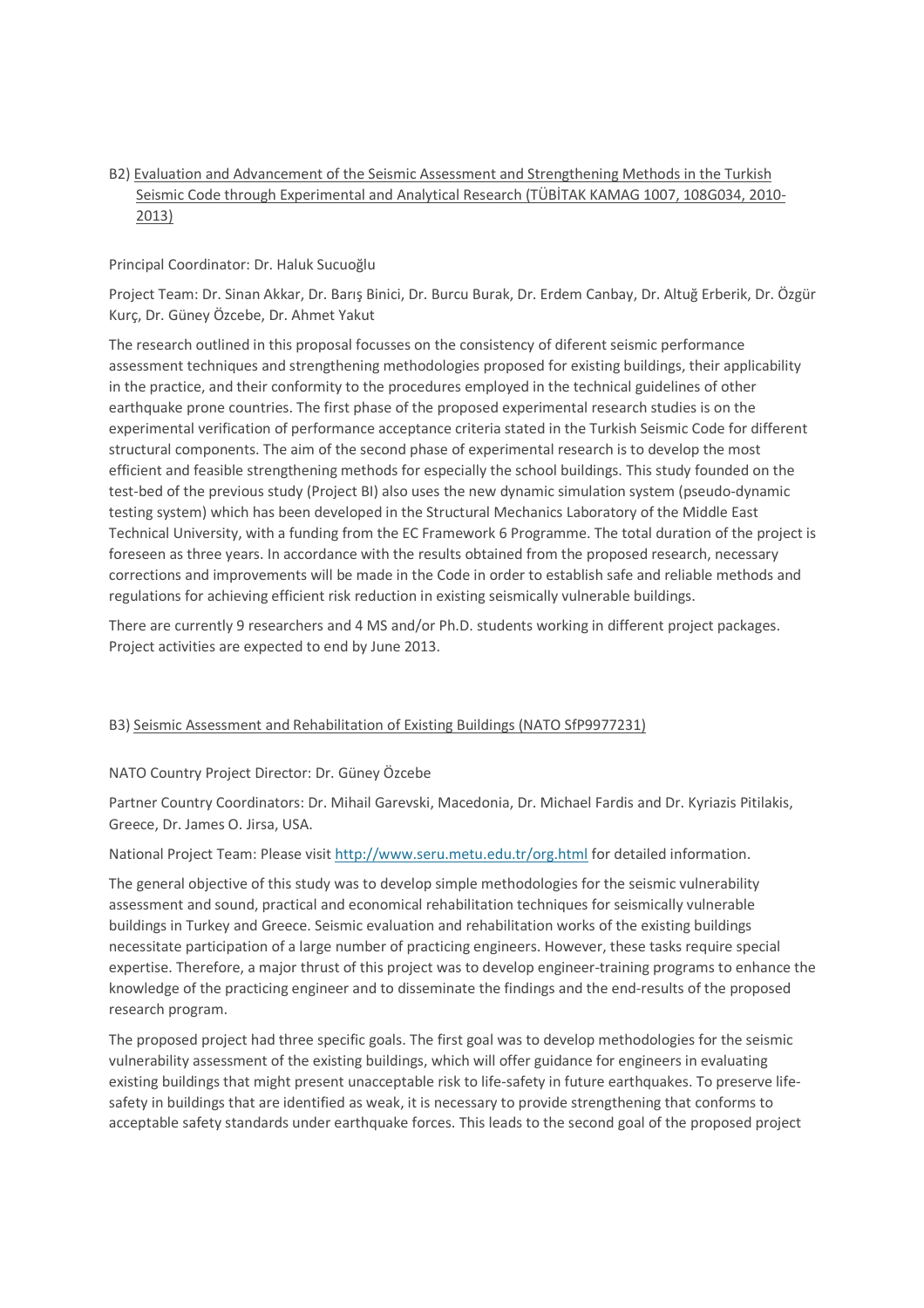B2) Evaluation and Advancement of the Seismic Assessment and Strengthening Methods in the Turkish Seismic Code through Experimental and Analytical Research (TÜBİTAK KAMAG 1007, 108G034, 2010-2013)

Principal Coordinator: Dr. Haluk Sucuoğlu

Project Team: Dr. Sinan Akkar, Dr. Barış Binici, Dr. Burcu Burak, Dr. Erdem Canbay, Dr. Altuğ Erberik, Dr. Özgür Kurç, Dr. Güney Özcebe, Dr. Ahmet Yakut

The research outlined in this proposal focusses on the consistency of diferent seismic performance assessment techniques and strengthening methodologies proposed for existing buildings, their applicability in the practice, and their conformity to the procedures employed in the technical guidelines of other earthquake prone countries. The first phase of the proposed experimental research studies is on the experimental verification of performance acceptance criteria stated in the Turkish Seismic Code for different structural components. The aim of the second phase of experimental research is to develop the most efficient and feasible strengthening methods for especially the school buildings. This study founded on the test-bed of the previous study (Project BI) also uses the new dynamic simulation system (pseudo-dynamic testing system) which has been developed in the Structural Mechanics Laboratory of the Middle East Technical University, with a funding from the EC Framework 6 Programme. The total duration of the project is foreseen as three years. In accordance with the results obtained from the proposed research, necessary corrections and improvements will be made in the Code in order to establish safe and reliable methods and regulations for achieving efficient risk reduction in existing seismically vulnerable buildings.

There are currently 9 researchers and 4 MS and/or Ph.D. students working in different project packages. Project activities are expected to end by June 2013.

B3) Seismic Assessment and Rehabilitation of Existing Buildings (NATO SfP9977231)

NATO Country Project Director: Dr. Güney Özcebe

Partner Country Coordinators: Dr. Mihail Garevski, Macedonia, Dr. Michael Fardis and Dr. Kyriazis Pitilakis, Greece, Dr. James O. Jirsa, USA.

National Project Team: Please visit http://www.seru.metu.edu.tr/org.html for detailed information.

The general objective of this study was to develop simple methodologies for the seismic vulnerability assessment and sound, practical and economical rehabilitation techniques for seismically vulnerable buildings in Turkey and Greece. Seismic evaluation and rehabilitation works of the existing buildings necessitate participation of a large number of practicing engineers. However, these tasks require special expertise. Therefore, a major thrust of this project was to develop engineer-training programs to enhance the knowledge of the practicing engineer and to disseminate the findings and the end-results of the proposed research program.

The proposed project had three specific goals. The first goal was to develop methodologies for the seismic vulnerability assessment of the existing buildings, which will offer guidance for engineers in evaluating existing buildings that might present unacceptable risk to life-safety in future earthquakes. To preserve life-safety in buildings that are identified as weak, it is necessary to provide strengthening that conforms to acceptable safety standards under earthquake forces. This leads to the second goal of the proposed project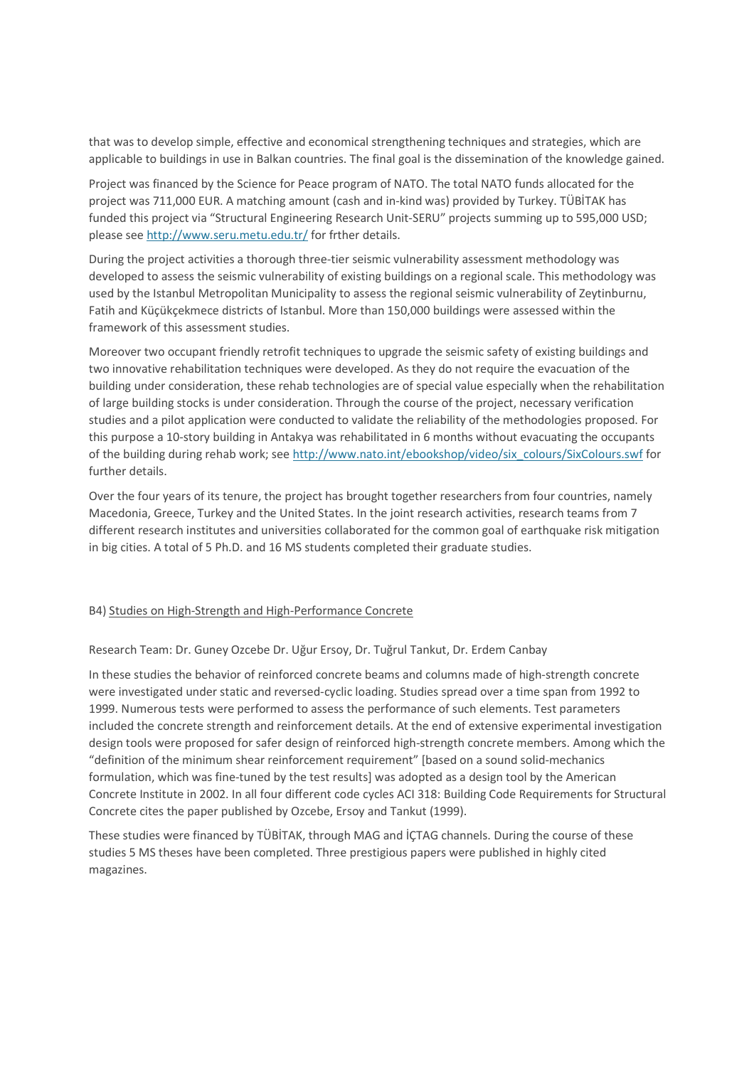that was to develop simple, effective and economical strengthening techniques and strategies, which are applicable to buildings in use in Balkan countries. The final goal is the dissemination of the knowledge gained.

Project was financed by the Science for Peace program of NATO. The total NATO funds allocated for the project was 711,000 EUR. A matching amount (cash and in-kind was) provided by Turkey. TÜBİTAK has funded this project via "Structural Engineering Research Unit-SERU" projects summing up to 595,000 USD; please see http://www.seru.metu.edu.tr/ for frther details.

During the project activities a thorough three-tier seismic vulnerability assessment methodology was developed to assess the seismic vulnerability of existing buildings on a regional scale. This methodology was used by the Istanbul Metropolitan Municipality to assess the regional seismic vulnerability of Zeytinburnu, Fatih and Küçükçekmece districts of Istanbul. More than 150,000 buildings were assessed within the framework of this assessment studies.

Moreover two occupant friendly retrofit techniques to upgrade the seismic safety of existing buildings and two innovative rehabilitation techniques were developed. As they do not require the evacuation of the building under consideration, these rehab technologies are of special value especially when the rehabilitation of large building stocks is under consideration. Through the course of the project, necessary verification studies and a pilot application were conducted to validate the reliability of the methodologies proposed. For this purpose a 10-story building in Antakya was rehabilitated in 6 months without evacuating the occupants of the building during rehab work; see http://www.nato.int/ebookshop/video/six_colours/SixColours.swf for further details.

Over the four years of its tenure, the project has brought together researchers from four countries, namely Macedonia, Greece, Turkey and the United States. In the joint research activities, research teams from 7 different research institutes and universities collaborated for the common goal of earthquake risk mitigation in big cities. A total of 5 Ph.D. and 16 MS students completed their graduate studies.

B4) Studies on High-Strength and High-Performance Concrete

Research Team: Dr. Guney Ozcebe Dr. Uğur Ersoy, Dr. Tuğrul Tankut, Dr. Erdem Canbay

In these studies the behavior of reinforced concrete beams and columns made of high-strength concrete were investigated under static and reversed-cyclic loading. Studies spread over a time span from 1992 to 1999. Numerous tests were performed to assess the performance of such elements. Test parameters included the concrete strength and reinforcement details. At the end of extensive experimental investigation design tools were proposed for safer design of reinforced high-strength concrete members. Among which the "definition of the minimum shear reinforcement requirement" [based on a sound solid-mechanics formulation, which was fine-tuned by the test results] was adopted as a design tool by the American Concrete Institute in 2002. In all four different code cycles ACI 318: Building Code Requirements for Structural Concrete cites the paper published by Ozcebe, Ersoy and Tankut (1999).

These studies were financed by TÜBİTAK, through MAG and İÇTAG channels. During the course of these studies 5 MS theses have been completed. Three prestigious papers were published in highly cited magazines.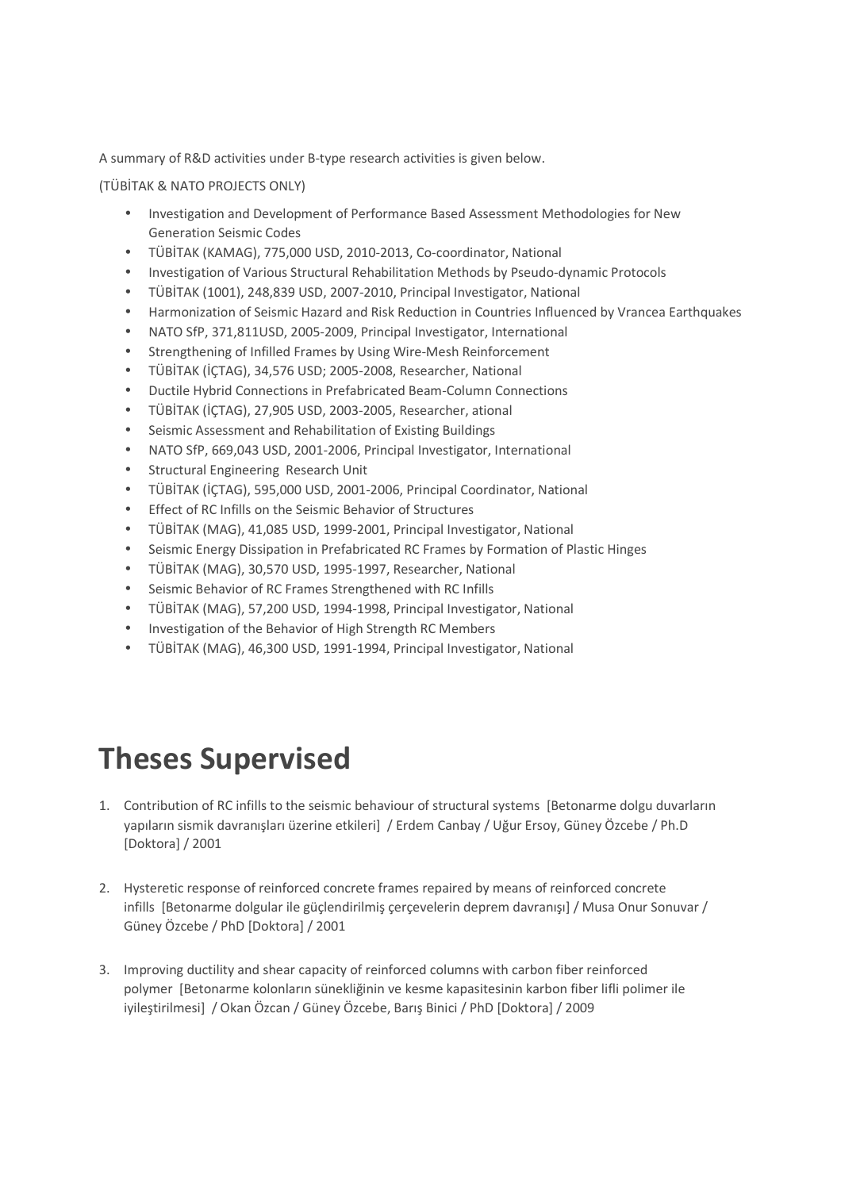A summary of R&D activities under B-type research activities is given below.

(TÜBİTAK & NATO PROJECTS ONLY)

- Investigation and Development of Performance Based Assessment Methodologies for New Generation Seismic Codes
- TÜBİTAK (KAMAG), 775,000 USD, 2010-2013, Co-coordinator, National
- Investigation of Various Structural Rehabilitation Methods by Pseudo-dynamic Protocols
- TÜBİTAK (1001), 248,839 USD, 2007-2010, Principal Investigator, National
- Harmonization of Seismic Hazard and Risk Reduction in Countries Influenced by Vrancea Earthquakes
- NATO SfP, 371,811USD, 2005-2009, Principal Investigator, International
- Strengthening of Infilled Frames by Using Wire-Mesh Reinforcement
- TÜBİTAK (İÇTAG), 34,576 USD; 2005-2008, Researcher, National
- Ductile Hybrid Connections in Prefabricated Beam-Column Connections
- TÜBİTAK (İÇTAG), 27,905 USD, 2003-2005, Researcher, ational
- Seismic Assessment and Rehabilitation of Existing Buildings
- NATO SfP, 669,043 USD, 2001-2006, Principal Investigator, International
- Structural Engineering Research Unit
- TÜBİTAK (İÇTAG), 595,000 USD, 2001-2006, Principal Coordinator, National
- Effect of RC Infills on the Seismic Behavior of Structures
- TÜBİTAK (MAG), 41,085 USD, 1999-2001, Principal Investigator, National
- Seismic Energy Dissipation in Prefabricated RC Frames by Formation of Plastic Hinges
- TÜBİTAK (MAG), 30,570 USD, 1995-1997, Researcher, National
- Seismic Behavior of RC Frames Strengthened with RC Infills
- TÜBİTAK (MAG), 57,200 USD, 1994-1998, Principal Investigator, National
- Investigation of the Behavior of High Strength RC Members
- TÜBİTAK (MAG), 46,300 USD, 1991-1994, Principal Investigator, National

# Theses Supervised

1. Contribution of RC infills to the seismic behaviour of structural systems [Betonarme dolgu duvarların yapıların sismik davranışları üzerine etkileri] / Erdem Canbay / Uğur Ersoy, Güney Özcebe / Ph.D [Doktora] / 2001

2. Hysteretic response of reinforced concrete frames repaired by means of reinforced concrete infills [Betonarme dolgular ile güçlendirilmiş çerçevelerin deprem davranışı] / Musa Onur Sonuvar / Güney Özcebe / PhD [Doktora] / 2001

3. Improving ductility and shear capacity of reinforced columns with carbon fiber reinforced polymer [Betonarme kolonların sünekliğinin ve kesme kapasitesinin karbon fiber lifli polimer ile iyileştirilmesi] / Okan Özcan / Güney Özcebe, Barış Binici / PhD [Doktora] / 2009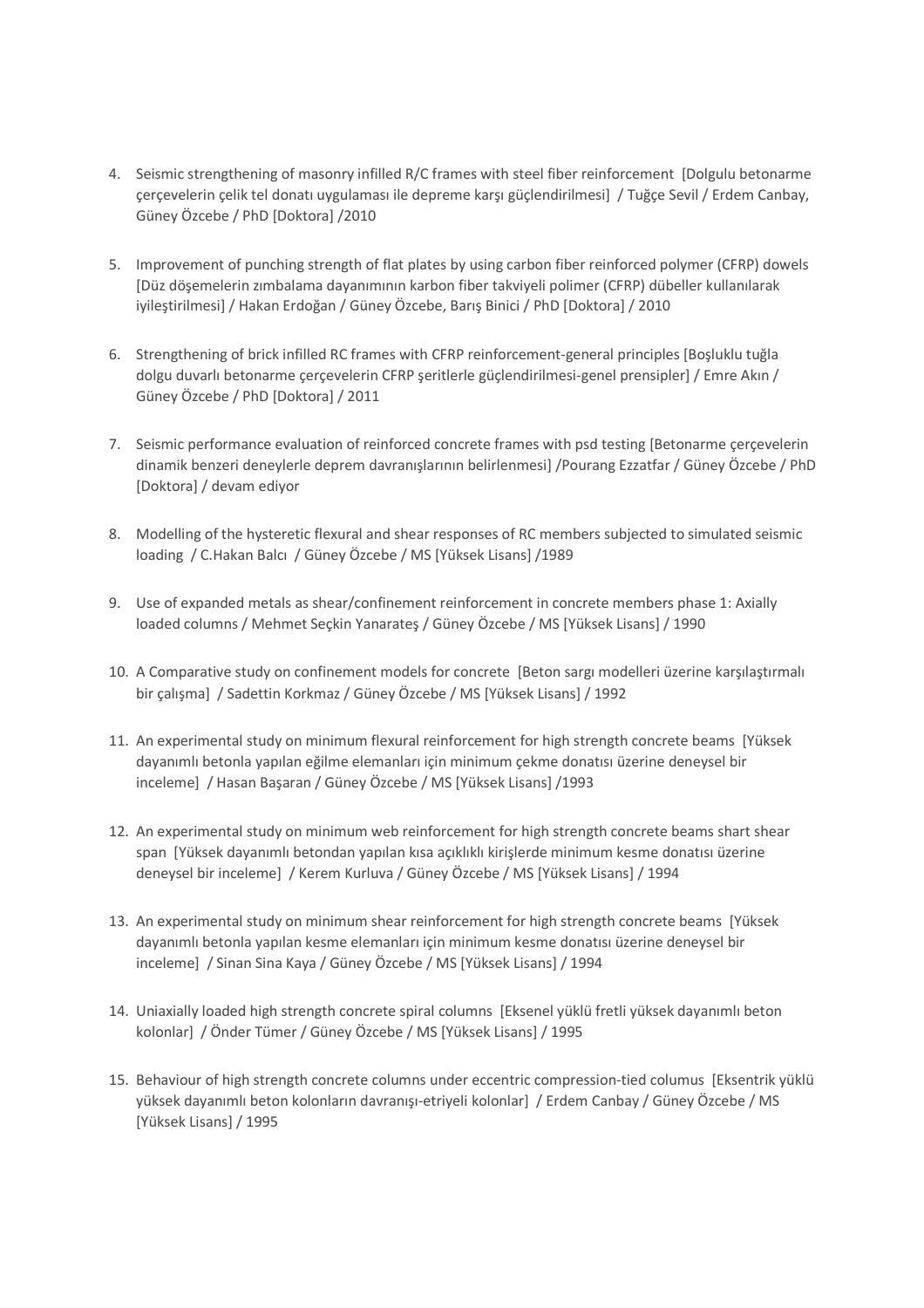4. Seismic strengthening of masonry infilled R/C frames with steel fiber reinforcement [Dolgulu betonarme çerçevelerin çelik tel donatı uygulaması ile depreme karşı güçlendirilmesi] / Tuğçe Sevil / Erdem Canbay, Güney Özcebe / PhD [Doktora] /2010

5. Improvement of punching strength of flat plates by using carbon fiber reinforced polymer (CFRP) dowels [Düz döşemelerin zımbalama dayanımının karbon fiber takviyeli polimer (CFRP) dübeller kullanılarak iyileştirilmesi] / Hakan Erdoğan / Güney Özcebe, Barış Binici / PhD [Doktora] / 2010

6. Strengthening of brick infilled RC frames with CFRP reinforcement-general principles [Boşluklu tuğla dolgu duvarlı betonarme çerçevelerin CFRP şeritlerle güçlendirilmesi-genel prensipler] / Emre Akın / Güney Özcebe / PhD [Doktora] / 2011

7. Seismic performance evaluation of reinforced concrete frames with psd testing [Betonarme çerçevelerin dinamik benzeri deneylerle deprem davranışlarının belirlenmesi] /Pourang Ezzatfar / Güney Özcebe / PhD [Doktora] / devam ediyor

8. Modelling of the hysteretic flexural and shear responses of RC members subjected to simulated seismic loading / C.Hakan Balcı / Güney Özcebe / MS [Yüksek Lisans] /1989

9. Use of expanded metals as shear/confinement reinforcement in concrete members phase 1: Axially loaded columns / Mehmet Seçkin Yanarateş / Güney Özcebe / MS [Yüksek Lisans] / 1990

10. A Comparative study on confinement models for concrete [Beton sargı modelleri üzerine karşılaştırmalı bir çalışma] / Sadettin Korkmaz / Güney Özcebe / MS [Yüksek Lisans] / 1992

11. An experimental study on minimum flexural reinforcement for high strength concrete beams [Yüksek dayanımlı betonla yapılan eğilme elemanları için minimum çekme donatısı üzerine deneysel bir inceleme] / Hasan Başaran / Güney Özcebe / MS [Yüksek Lisans] /1993

12. An experimental study on minimum web reinforcement for high strength concrete beams shart shear span [Yüksek dayanımlı betondan yapılan kısa açıklıklı kirişlerde minimum kesme donatısı üzerine deneysel bir inceleme] / Kerem Kurluva / Güney Özcebe / MS [Yüksek Lisans] / 1994

13. An experimental study on minimum shear reinforcement for high strength concrete beams [Yüksek dayanımlı betonla yapılan kesme elemanları için minimum kesme donatısı üzerine deneysel bir inceleme] / Sinan Sina Kaya / Güney Özcebe / MS [Yüksek Lisans] / 1994

14. Uniaxially loaded high strength concrete spiral columns [Eksenel yüklü fretli yüksek dayanımlı beton kolonlar] / Önder Tümer / Güney Özcebe / MS [Yüksek Lisans] / 1995

15. Behaviour of high strength concrete columns under eccentric compression-tied columus [Eksentrik yüklü yüksek dayanımlı beton kolonların davranışı-etriyeli kolonlar] / Erdem Canbay / Güney Özcebe / MS [Yüksek Lisans] / 1995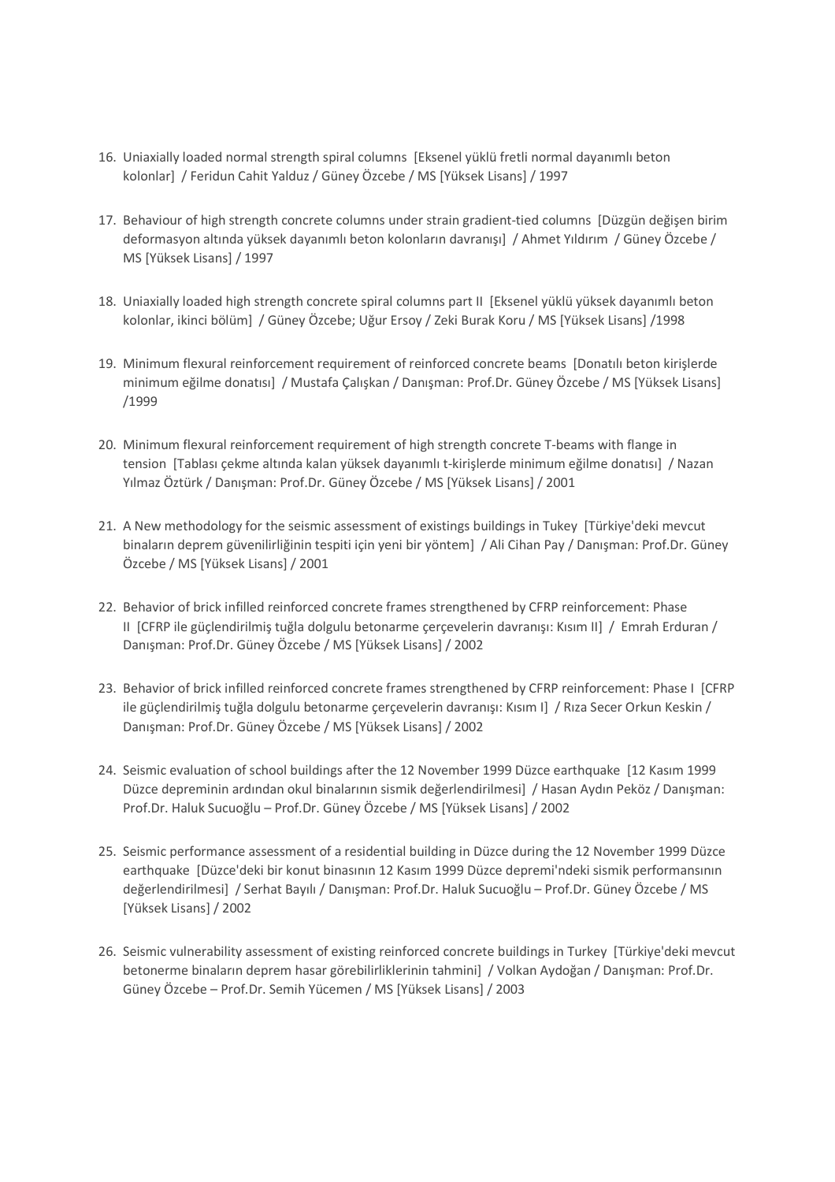16. Uniaxially loaded normal strength spiral columns [Eksenel yüklü fretli normal dayanımlı beton kolonlar] / Feridun Cahit Yalduz / Güney Özcebe / MS [Yüksek Lisans] / 1997

17. Behaviour of high strength concrete columns under strain gradient-tied columns [Düzgün değişen birim deformasyon altında yüksek dayanımlı beton kolonların davranışı] / Ahmet Yıldırım / Güney Özcebe / MS [Yüksek Lisans] / 1997

18. Uniaxially loaded high strength concrete spiral columns part II [Eksenel yüklü yüksek dayanımlı beton kolonlar, ikinci bölüm] / Güney Özcebe; Uğur Ersoy / Zeki Burak Koru / MS [Yüksek Lisans] /1998

19. Minimum flexural reinforcement requirement of reinforced concrete beams [Donatılı beton kirişlerde minimum eğilme donatısı] / Mustafa Çalışkan / Danışman: Prof.Dr. Güney Özcebe / MS [Yüksek Lisans] /1999

20. Minimum flexural reinforcement requirement of high strength concrete T-beams with flange in tension [Tablası çekme altında kalan yüksek dayanımlı t-kirişlerde minimum eğilme donatısı] / Nazan Yılmaz Öztürk / Danışman: Prof.Dr. Güney Özcebe / MS [Yüksek Lisans] / 2001

21. A New methodology for the seismic assessment of existings buildings in Tukey [Türkiye'deki mevcut binaların deprem güvenilirliğinin tespiti için yeni bir yöntem] / Ali Cihan Pay / Danışman: Prof.Dr. Güney Özcebe / MS [Yüksek Lisans] / 2001

22. Behavior of brick infilled reinforced concrete frames strengthened by CFRP reinforcement: Phase II [CFRP ile güçlendirilmiş tuğla dolgulu betonarme çerçevelerin davranışı: Kısım II] / Emrah Erduran / Danışman: Prof.Dr. Güney Özcebe / MS [Yüksek Lisans] / 2002

23. Behavior of brick infilled reinforced concrete frames strengthened by CFRP reinforcement: Phase I [CFRP ile güçlendirilmiş tuğla dolgulu betonarme çerçevelerin davranışı: Kısım I] / Rıza Secer Orkun Keskin / Danışman: Prof.Dr. Güney Özcebe / MS [Yüksek Lisans] / 2002

24. Seismic evaluation of school buildings after the 12 November 1999 Düzce earthquake [12 Kasım 1999 Düzce depreminin ardından okul binalarının sismik değerlendirilmesi] / Hasan Aydın Peköz / Danışman: Prof.Dr. Haluk Sucuoğlu – Prof.Dr. Güney Özcebe / MS [Yüksek Lisans] / 2002

25. Seismic performance assessment of a residential building in Düzce during the 12 November 1999 Düzce earthquake [Düzce'deki bir konut binasının 12 Kasım 1999 Düzce depremi'ndeki sismik performansının değerlendirilmesi] / Serhat Bayılı / Danışman: Prof.Dr. Haluk Sucuoğlu – Prof.Dr. Güney Özcebe / MS [Yüksek Lisans] / 2002

26. Seismic vulnerability assessment of existing reinforced concrete buildings in Turkey [Türkiye'deki mevcut betonerme binaların deprem hasar görebilirliklerinin tahmini] / Volkan Aydoğan / Danışman: Prof.Dr. Güney Özcebe – Prof.Dr. Semih Yücemen / MS [Yüksek Lisans] / 2003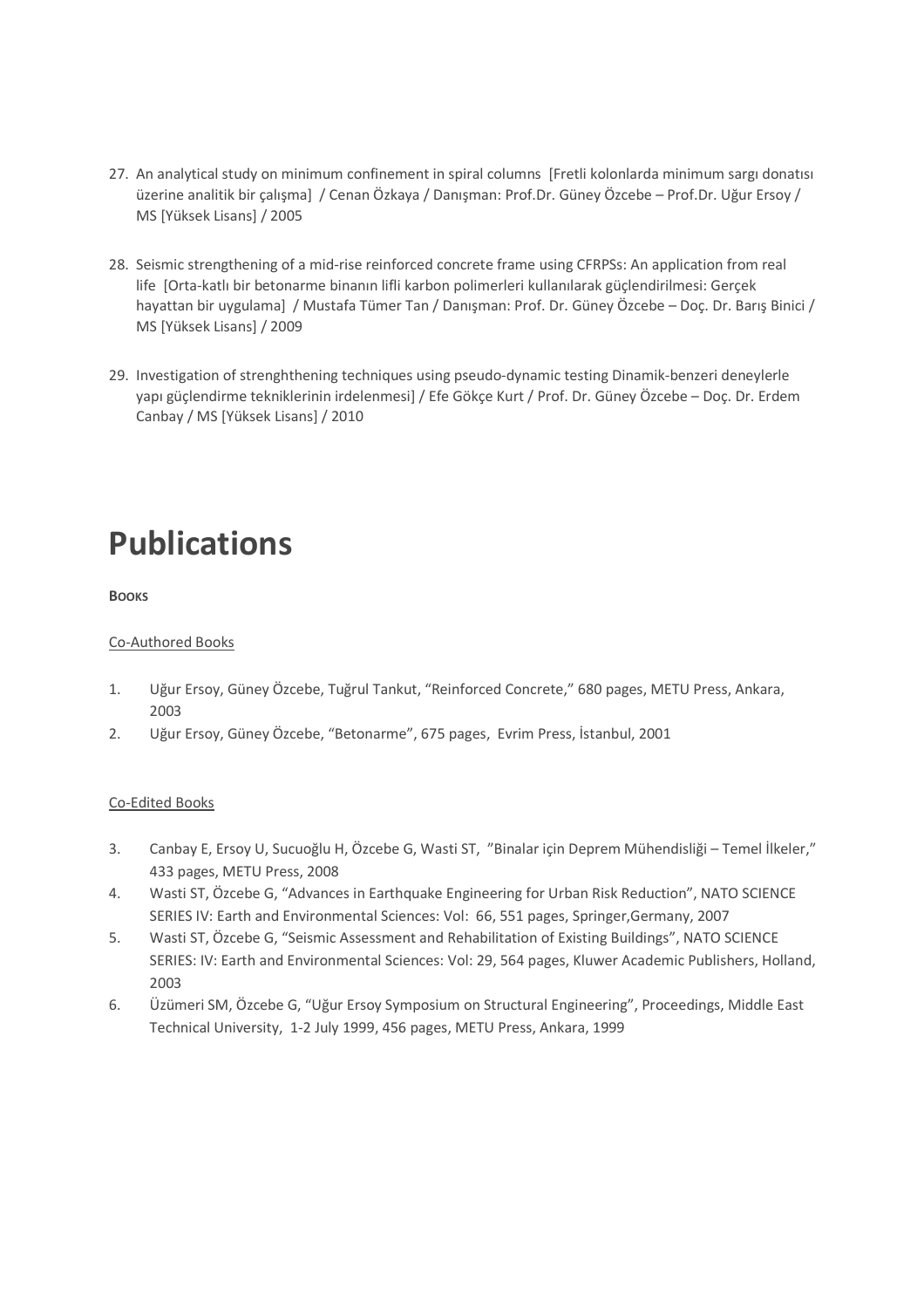27. An analytical study on minimum confinement in spiral columns [Fretli kolonlarda minimum sargı donatısı üzerine analitik bir çalışma] / Cenan Özkaya / Danışman: Prof.Dr. Güney Özcebe – Prof.Dr. Uğur Ersoy / MS [Yüksek Lisans] / 2005

28. Seismic strengthening of a mid-rise reinforced concrete frame using CFRPSs: An application from real life [Orta-katlı bir betonarme binanın lifli karbon polimerleri kullanılarak güçlendirilmesi: Gerçek hayattan bir uygulama] / Mustafa Tümer Tan / Danışman: Prof. Dr. Güney Özcebe – Doç. Dr. Barış Binici / MS [Yüksek Lisans] / 2009

29. Investigation of strenghthening techniques using pseudo-dynamic testing Dinamik-benzeri deneylerle yapı güçlendirme tekniklerinin irdelenmesi] / Efe Gökçe Kurt / Prof. Dr. Güney Özcebe – Doç. Dr. Erdem Canbay / MS [Yüksek Lisans] / 2010

# Publications

**BOOKS**

Co-Authored Books

1. Uğur Ersoy, Güney Özcebe, Tuğrul Tankut, “Reinforced Concrete,” 680 pages, METU Press, Ankara, 2003
2. Uğur Ersoy, Güney Özcebe, “Betonarme”, 675 pages, Evrim Press, İstanbul, 2001

Co-Edited Books

3. Canbay E, Ersoy U, Sucuoğlu H, Özcebe G, Wasti ST, ”Binalar için Deprem Mühendisliği – Temel İlkeler,” 433 pages, METU Press, 2008
4. Wasti ST, Özcebe G, “Advances in Earthquake Engineering for Urban Risk Reduction”, NATO SCIENCE SERIES IV: Earth and Environmental Sciences: Vol: 66, 551 pages, Springer,Germany, 2007
5. Wasti ST, Özcebe G, “Seismic Assessment and Rehabilitation of Existing Buildings”, NATO SCIENCE SERIES: IV: Earth and Environmental Sciences: Vol: 29, 564 pages, Kluwer Academic Publishers, Holland, 2003
6. Üzümeri SM, Özcebe G, “Uğur Ersoy Symposium on Structural Engineering”, Proceedings, Middle East Technical University, 1-2 July 1999, 456 pages, METU Press, Ankara, 1999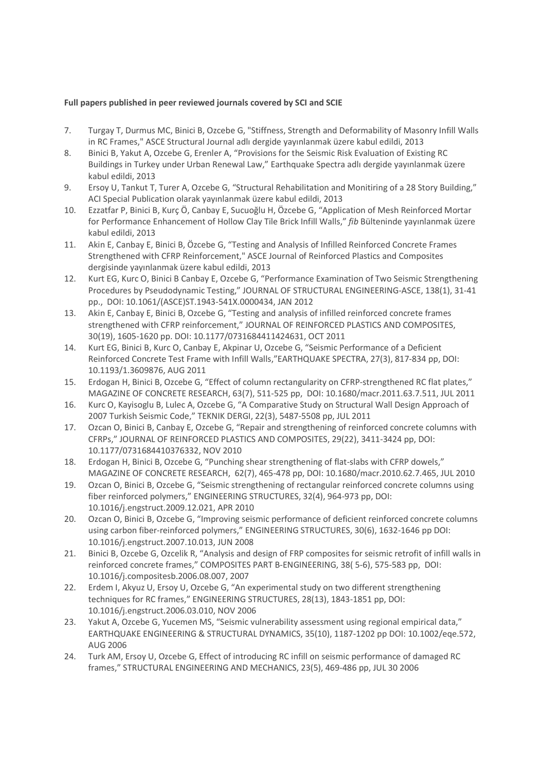**Full papers published in peer reviewed journals covered by SCI and SCIE**

7. Turgay T, Durmus MC, Binici B, Ozcebe G, "Stiffness, Strength and Deformability of Masonry Infill Walls in RC Frames," ASCE Structural Journal adlı dergide yayınlanmak üzere kabul edildi, 2013
8. Binici B, Yakut A, Ozcebe G, Erenler A, "Provisions for the Seismic Risk Evaluation of Existing RC Buildings in Turkey under Urban Renewal Law," Earthquake Spectra adlı dergide yayınlanmak üzere kabul edildi, 2013
9. Ersoy U, Tankut T, Turer A, Ozcebe G, "Structural Rehabilitation and Monitiring of a 28 Story Building," ACI Special Publication olarak yayınlanmak üzere kabul edildi, 2013
10. Ezzatfar P, Binici B, Kurç Ö, Canbay E, Sucuoğlu H, Özcebe G, "Application of Mesh Reinforced Mortar for Performance Enhancement of Hollow Clay Tile Brick Infill Walls," *fib* Bülteninde yayınlanmak üzere kabul edildi, 2013
11. Akin E, Canbay E, Binici B, Özcebe G, "Testing and Analysis of Infilled Reinforced Concrete Frames Strengthened with CFRP Reinforcement," ASCE Journal of Reinforced Plastics and Composites dergisinde yayınlanmak üzere kabul edildi, 2013
12. Kurt EG, Kurc O, Binici B Canbay E, Ozcebe G, "Performance Examination of Two Seismic Strengthening Procedures by Pseudodynamic Testing," JOURNAL OF STRUCTURAL ENGINEERING-ASCE, 138(1), 31-41 pp., DOI: 10.1061/(ASCE)ST.1943-541X.0000434, JAN 2012
13. Akin E, Canbay E, Binici B, Ozcebe G, "Testing and analysis of infilled reinforced concrete frames strengthened with CFRP reinforcement," JOURNAL OF REINFORCED PLASTICS AND COMPOSITES, 30(19), 1605-1620 pp. DOI: 10.1177/0731684411424631, OCT 2011
14. Kurt EG, Binici B, Kurc O, Canbay E, Akpinar U, Ozcebe G, "Seismic Performance of a Deficient Reinforced Concrete Test Frame with Infill Walls,"EARTHQUAKE SPECTRA, 27(3), 817-834 pp, DOI: 10.1193/1.3609876, AUG 2011
15. Erdogan H, Binici B, Ozcebe G, "Effect of column rectangularity on CFRP-strengthened RC flat plates," MAGAZINE OF CONCRETE RESEARCH, 63(7), 511-525 pp, DOI: 10.1680/macr.2011.63.7.511, JUL 2011
16. Kurc O, Kayisoglu B, Lulec A, Ozcebe G, "A Comparative Study on Structural Wall Design Approach of 2007 Turkish Seismic Code," TEKNIK DERGI, 22(3), 5487-5508 pp, JUL 2011
17. Ozcan O, Binici B, Canbay E, Ozcebe G, "Repair and strengthening of reinforced concrete columns with CFRPs," JOURNAL OF REINFORCED PLASTICS AND COMPOSITES, 29(22), 3411-3424 pp, DOI: 10.1177/0731684410376332, NOV 2010
18. Erdogan H, Binici B, Ozcebe G, "Punching shear strengthening of flat-slabs with CFRP dowels," MAGAZINE OF CONCRETE RESEARCH, 62(7), 465-478 pp, DOI: 10.1680/macr.2010.62.7.465, JUL 2010
19. Ozcan O, Binici B, Ozcebe G, "Seismic strengthening of rectangular reinforced concrete columns using fiber reinforced polymers," ENGINEERING STRUCTURES, 32(4), 964-973 pp, DOI: 10.1016/j.engstruct.2009.12.021, APR 2010
20. Ozcan O, Binici B, Ozcebe G, "Improving seismic performance of deficient reinforced concrete columns using carbon fiber-reinforced polymers," ENGINEERING STRUCTURES, 30(6), 1632-1646 pp DOI: 10.1016/j.engstruct.2007.10.013, JUN 2008
21. Binici B, Ozcebe G, Ozcelik R, "Analysis and design of FRP composites for seismic retrofit of infill walls in reinforced concrete frames," COMPOSITES PART B-ENGINEERING, 38( 5-6), 575-583 pp, DOI: 10.1016/j.compositesb.2006.08.007, 2007
22. Erdem I, Akyuz U, Ersoy U, Ozcebe G, "An experimental study on two different strengthening techniques for RC frames," ENGINEERING STRUCTURES, 28(13), 1843-1851 pp, DOI: 10.1016/j.engstruct.2006.03.010, NOV 2006
23. Yakut A, Ozcebe G, Yucemen MS, "Seismic vulnerability assessment using regional empirical data," EARTHQUAKE ENGINEERING & STRUCTURAL DYNAMICS, 35(10), 1187-1202 pp DOI: 10.1002/eqe.572, AUG 2006
24. Turk AM, Ersoy U, Ozcebe G, Effect of introducing RC infill on seismic performance of damaged RC frames," STRUCTURAL ENGINEERING AND MECHANICS, 23(5), 469-486 pp, JUL 30 2006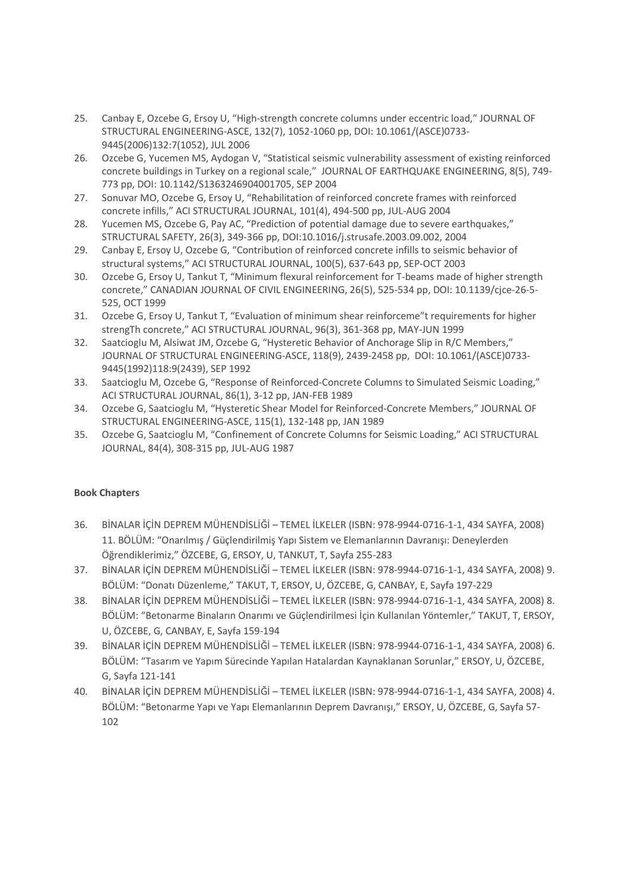25. Canbay E, Ozcebe G, Ersoy U, "High-strength concrete columns under eccentric load," JOURNAL OF STRUCTURAL ENGINEERING-ASCE, 132(7), 1052-1060 pp, DOI: 10.1061/(ASCE)0733-9445(2006)132:7(1052), JUL 2006
26. Ozcebe G, Yucemen MS, Aydogan V, "Statistical seismic vulnerability assessment of existing reinforced concrete buildings in Turkey on a regional scale," JOURNAL OF EARTHQUAKE ENGINEERING, 8(5), 749-773 pp, DOI: 10.1142/S1363246904001705, SEP 2004
27. Sonuvar MO, Ozcebe G, Ersoy U, "Rehabilitation of reinforced concrete frames with reinforced concrete infills," ACI STRUCTURAL JOURNAL, 101(4), 494-500 pp, JUL-AUG 2004
28. Yucemen MS, Ozcebe G, Pay AC, "Prediction of potential damage due to severe earthquakes," STRUCTURAL SAFETY, 26(3), 349-366 pp, DOI:10.1016/j.strusafe.2003.09.002, 2004
29. Canbay E, Ersoy U, Ozcebe G, "Contribution of reinforced concrete infills to seismic behavior of structural systems," ACI STRUCTURAL JOURNAL, 100(5), 637-643 pp, SEP-OCT 2003
30. Ozcebe G, Ersoy U, Tankut T, "Minimum flexural reinforcement for T-beams made of higher strength concrete," CANADIAN JOURNAL OF CIVIL ENGINEERING, 26(5), 525-534 pp, DOI: 10.1139/cjce-26-5-525, OCT 1999
31. Ozcebe G, Ersoy U, Tankut T, "Evaluation of minimum shear reinforceme"t requirements for higher strengTh concrete," ACI STRUCTURAL JOURNAL, 96(3), 361-368 pp, MAY-JUN 1999
32. Saatcioglu M, Alsiwat JM, Ozcebe G, "Hysteretic Behavior of Anchorage Slip in R/C Members," JOURNAL OF STRUCTURAL ENGINEERING-ASCE, 118(9), 2439-2458 pp, DOI: 10.1061/(ASCE)0733-9445(1992)118:9(2439), SEP 1992
33. Saatcioglu M, Ozcebe G, "Response of Reinforced-Concrete Columns to Simulated Seismic Loading," ACI STRUCTURAL JOURNAL, 86(1), 3-12 pp, JAN-FEB 1989
34. Ozcebe G, Saatcioglu M, "Hysteretic Shear Model for Reinforced-Concrete Members," JOURNAL OF STRUCTURAL ENGINEERING-ASCE, 115(1), 132-148 pp, JAN 1989
35. Ozcebe G, Saatcioglu M, "Confinement of Concrete Columns for Seismic Loading," ACI STRUCTURAL JOURNAL, 84(4), 308-315 pp, JUL-AUG 1987

**Book Chapters**

36. BİNALAR İÇİN DEPREM MÜHENDİSLİĞİ – TEMEL İLKELER (ISBN: 978-9944-0716-1-1, 434 SAYFA, 2008) 11. BÖLÜM: "Onarılmış / Güçlendirilmiş Yapı Sistem ve Elemanlarının Davranışı: Deneylerden Öğrendiklerimiz," ÖZCEBE, G, ERSOY, U, TANKUT, T, Sayfa 255-283
37. BİNALAR İÇİN DEPREM MÜHENDİSLİĞİ – TEMEL İLKELER (ISBN: 978-9944-0716-1-1, 434 SAYFA, 2008) 9. BÖLÜM: "Donatı Düzenleme," TAKUT, T, ERSOY, U, ÖZCEBE, G, CANBAY, E, Sayfa 197-229
38. BİNALAR İÇİN DEPREM MÜHENDİSLİĞİ – TEMEL İLKELER (ISBN: 978-9944-0716-1-1, 434 SAYFA, 2008) 8. BÖLÜM: "Betonarme Binaların Onarımı ve Güçlendirilmesi İçin Kullanılan Yöntemler," TAKUT, T, ERSOY, U, ÖZCEBE, G, CANBAY, E, Sayfa 159-194
39. BİNALAR İÇİN DEPREM MÜHENDİSLİĞİ – TEMEL İLKELER (ISBN: 978-9944-0716-1-1, 434 SAYFA, 2008) 6. BÖLÜM: "Tasarım ve Yapım Sürecinde Yapılan Hatalardan Kaynaklanan Sorunlar," ERSOY, U, ÖZCEBE, G, Sayfa 121-141
40. BİNALAR İÇİN DEPREM MÜHENDİSLİĞİ – TEMEL İLKELER (ISBN: 978-9944-0716-1-1, 434 SAYFA, 2008) 4. BÖLÜM: "Betonarme Yapı ve Yapı Elemanlarının Deprem Davranışı," ERSOY, U, ÖZCEBE, G, Sayfa 57-102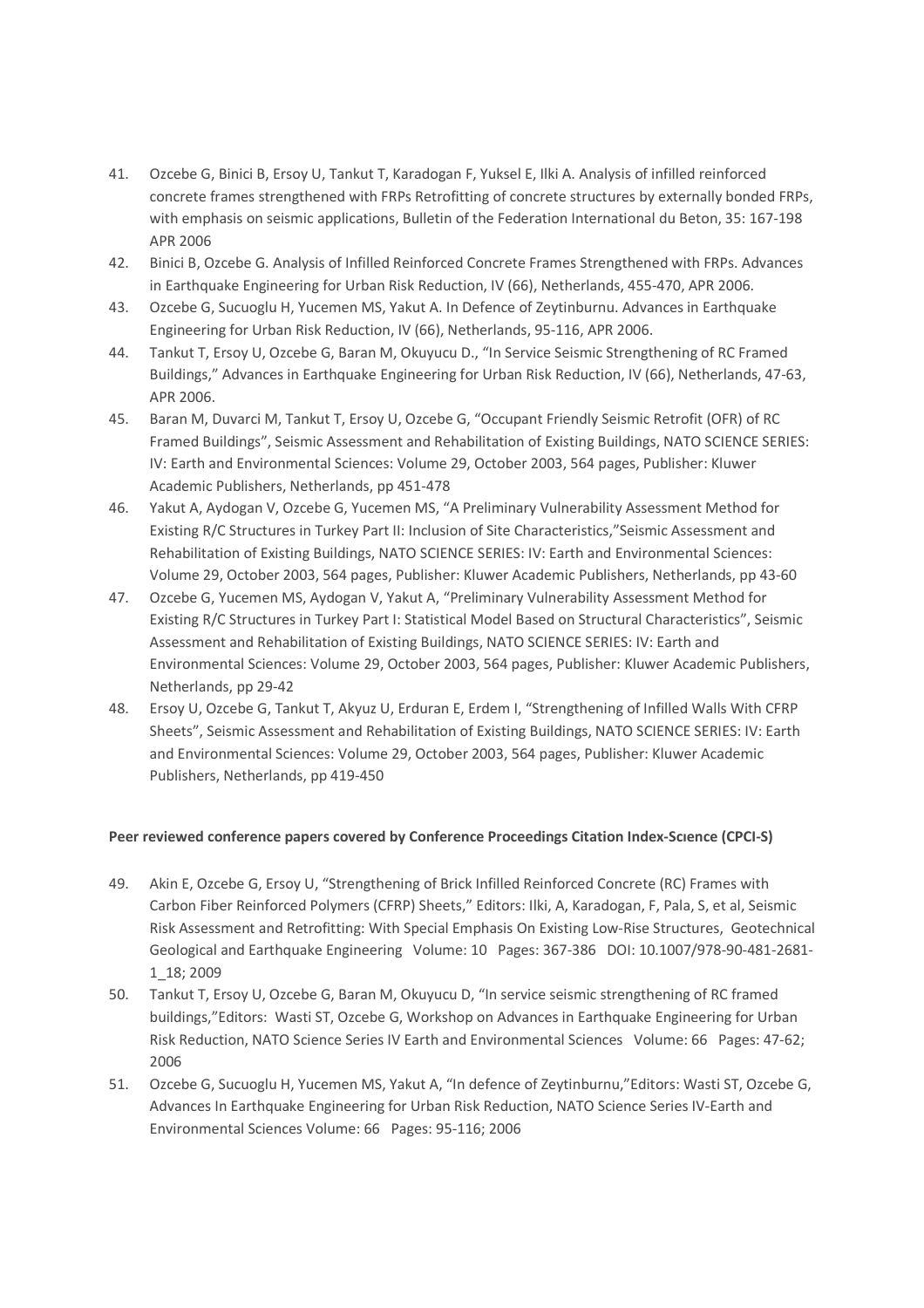41. Ozcebe G, Binici B, Ersoy U, Tankut T, Karadogan F, Yuksel E, Ilki A. Analysis of infilled reinforced concrete frames strengthened with FRPs Retrofitting of concrete structures by externally bonded FRPs, with emphasis on seismic applications, Bulletin of the Federation International du Beton, 35: 167-198 APR 2006
42. Binici B, Ozcebe G. Analysis of Infilled Reinforced Concrete Frames Strengthened with FRPs. Advances in Earthquake Engineering for Urban Risk Reduction, IV (66), Netherlands, 455-470, APR 2006.
43. Ozcebe G, Sucuoglu H, Yucemen MS, Yakut A. In Defence of Zeytinburnu. Advances in Earthquake Engineering for Urban Risk Reduction, IV (66), Netherlands, 95-116, APR 2006.
44. Tankut T, Ersoy U, Ozcebe G, Baran M, Okuyucu D., "In Service Seismic Strengthening of RC Framed Buildings," Advances in Earthquake Engineering for Urban Risk Reduction, IV (66), Netherlands, 47-63, APR 2006.
45. Baran M, Duvarci M, Tankut T, Ersoy U, Ozcebe G, "Occupant Friendly Seismic Retrofit (OFR) of RC Framed Buildings", Seismic Assessment and Rehabilitation of Existing Buildings, NATO SCIENCE SERIES: IV: Earth and Environmental Sciences: Volume 29, October 2003, 564 pages, Publisher: Kluwer Academic Publishers, Netherlands, pp 451-478
46. Yakut A, Aydogan V, Ozcebe G, Yucemen MS, "A Preliminary Vulnerability Assessment Method for Existing R/C Structures in Turkey Part II: Inclusion of Site Characteristics,"Seismic Assessment and Rehabilitation of Existing Buildings, NATO SCIENCE SERIES: IV: Earth and Environmental Sciences: Volume 29, October 2003, 564 pages, Publisher: Kluwer Academic Publishers, Netherlands, pp 43-60
47. Ozcebe G, Yucemen MS, Aydogan V, Yakut A, "Preliminary Vulnerability Assessment Method for Existing R/C Structures in Turkey Part I: Statistical Model Based on Structural Characteristics", Seismic Assessment and Rehabilitation of Existing Buildings, NATO SCIENCE SERIES: IV: Earth and Environmental Sciences: Volume 29, October 2003, 564 pages, Publisher: Kluwer Academic Publishers, Netherlands, pp 29-42
48. Ersoy U, Ozcebe G, Tankut T, Akyuz U, Erduran E, Erdem I, "Strengthening of Infilled Walls With CFRP Sheets", Seismic Assessment and Rehabilitation of Existing Buildings, NATO SCIENCE SERIES: IV: Earth and Environmental Sciences: Volume 29, October 2003, 564 pages, Publisher: Kluwer Academic Publishers, Netherlands, pp 419-450

**Peer reviewed conference papers covered by Conference Proceedings Citation Index-Scıence (CPCI-S)**

49. Akin E, Ozcebe G, Ersoy U, "Strengthening of Brick Infilled Reinforced Concrete (RC) Frames with Carbon Fiber Reinforced Polymers (CFRP) Sheets," Editors: Ilki, A, Karadogan, F, Pala, S, et al, Seismic Risk Assessment and Retrofitting: With Special Emphasis On Existing Low-Rise Structures, Geotechnical Geological and Earthquake Engineering Volume: 10 Pages: 367-386 DOI: 10.1007/978-90-481-2681-1_18; 2009
50. Tankut T, Ersoy U, Ozcebe G, Baran M, Okuyucu D, "In service seismic strengthening of RC framed buildings,"Editors: Wasti ST, Ozcebe G, Workshop on Advances in Earthquake Engineering for Urban Risk Reduction, NATO Science Series IV Earth and Environmental Sciences Volume: 66 Pages: 47-62; 2006
51. Ozcebe G, Sucuoglu H, Yucemen MS, Yakut A, "In defence of Zeytinburnu,"Editors: Wasti ST, Ozcebe G, Advances In Earthquake Engineering for Urban Risk Reduction, NATO Science Series IV-Earth and Environmental Sciences Volume: 66 Pages: 95-116; 2006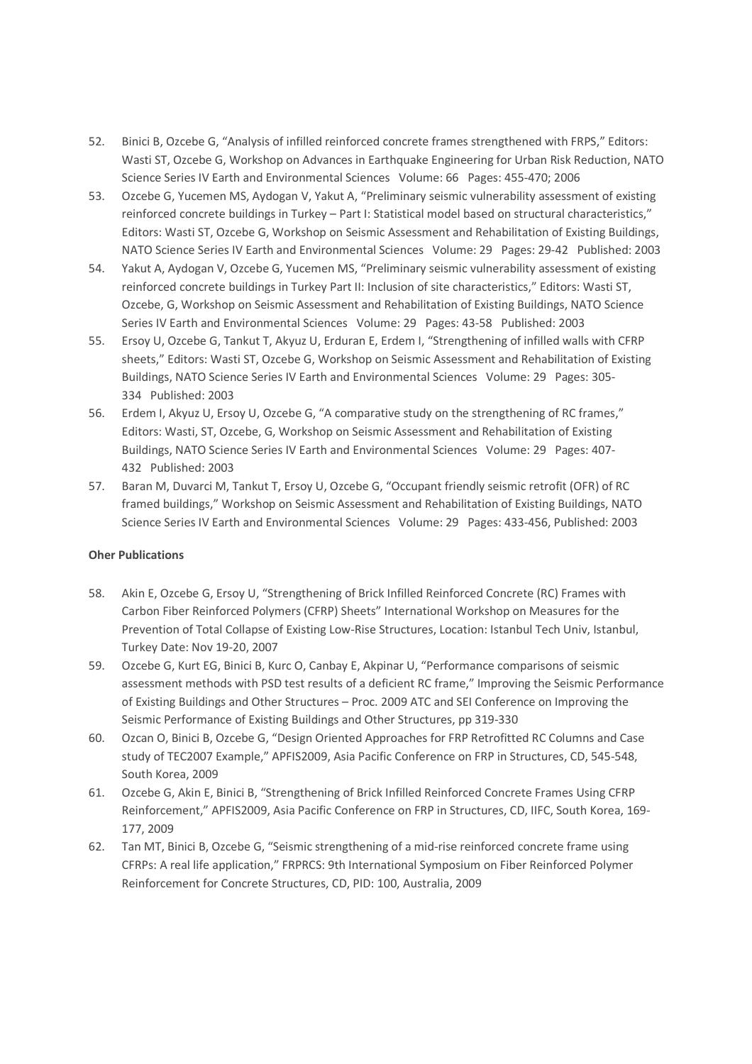52. Binici B, Ozcebe G, "Analysis of infilled reinforced concrete frames strengthened with FRPS," Editors: Wasti ST, Ozcebe G, Workshop on Advances in Earthquake Engineering for Urban Risk Reduction, NATO Science Series IV Earth and Environmental Sciences Volume: 66 Pages: 455-470; 2006
53. Ozcebe G, Yucemen MS, Aydogan V, Yakut A, "Preliminary seismic vulnerability assessment of existing reinforced concrete buildings in Turkey – Part I: Statistical model based on structural characteristics," Editors: Wasti ST, Ozcebe G, Workshop on Seismic Assessment and Rehabilitation of Existing Buildings, NATO Science Series IV Earth and Environmental Sciences Volume: 29 Pages: 29-42 Published: 2003
54. Yakut A, Aydogan V, Ozcebe G, Yucemen MS, "Preliminary seismic vulnerability assessment of existing reinforced concrete buildings in Turkey Part II: Inclusion of site characteristics," Editors: Wasti ST, Ozcebe, G, Workshop on Seismic Assessment and Rehabilitation of Existing Buildings, NATO Science Series IV Earth and Environmental Sciences Volume: 29 Pages: 43-58 Published: 2003
55. Ersoy U, Ozcebe G, Tankut T, Akyuz U, Erduran E, Erdem I, "Strengthening of infilled walls with CFRP sheets," Editors: Wasti ST, Ozcebe G, Workshop on Seismic Assessment and Rehabilitation of Existing Buildings, NATO Science Series IV Earth and Environmental Sciences Volume: 29 Pages: 305-334 Published: 2003
56. Erdem I, Akyuz U, Ersoy U, Ozcebe G, "A comparative study on the strengthening of RC frames," Editors: Wasti, ST, Ozcebe, G, Workshop on Seismic Assessment and Rehabilitation of Existing Buildings, NATO Science Series IV Earth and Environmental Sciences Volume: 29 Pages: 407-432 Published: 2003
57. Baran M, Duvarci M, Tankut T, Ersoy U, Ozcebe G, "Occupant friendly seismic retrofit (OFR) of RC framed buildings," Workshop on Seismic Assessment and Rehabilitation of Existing Buildings, NATO Science Series IV Earth and Environmental Sciences Volume: 29 Pages: 433-456, Published: 2003

**Oher Publications**

58. Akin E, Ozcebe G, Ersoy U, "Strengthening of Brick Infilled Reinforced Concrete (RC) Frames with Carbon Fiber Reinforced Polymers (CFRP) Sheets" International Workshop on Measures for the Prevention of Total Collapse of Existing Low-Rise Structures, Location: Istanbul Tech Univ, Istanbul, Turkey Date: Nov 19-20, 2007
59. Ozcebe G, Kurt EG, Binici B, Kurc O, Canbay E, Akpinar U, "Performance comparisons of seismic assessment methods with PSD test results of a deficient RC frame," Improving the Seismic Performance of Existing Buildings and Other Structures – Proc. 2009 ATC and SEI Conference on Improving the Seismic Performance of Existing Buildings and Other Structures, pp 319-330
60. Ozcan O, Binici B, Ozcebe G, "Design Oriented Approaches for FRP Retrofitted RC Columns and Case study of TEC2007 Example," APFIS2009, Asia Pacific Conference on FRP in Structures, CD, 545-548, South Korea, 2009
61. Ozcebe G, Akin E, Binici B, "Strengthening of Brick Infilled Reinforced Concrete Frames Using CFRP Reinforcement," APFIS2009, Asia Pacific Conference on FRP in Structures, CD, IIFC, South Korea, 169-177, 2009
62. Tan MT, Binici B, Ozcebe G, "Seismic strengthening of a mid-rise reinforced concrete frame using CFRPs: A real life application," FRPRCS: 9th International Symposium on Fiber Reinforced Polymer Reinforcement for Concrete Structures, CD, PID: 100, Australia, 2009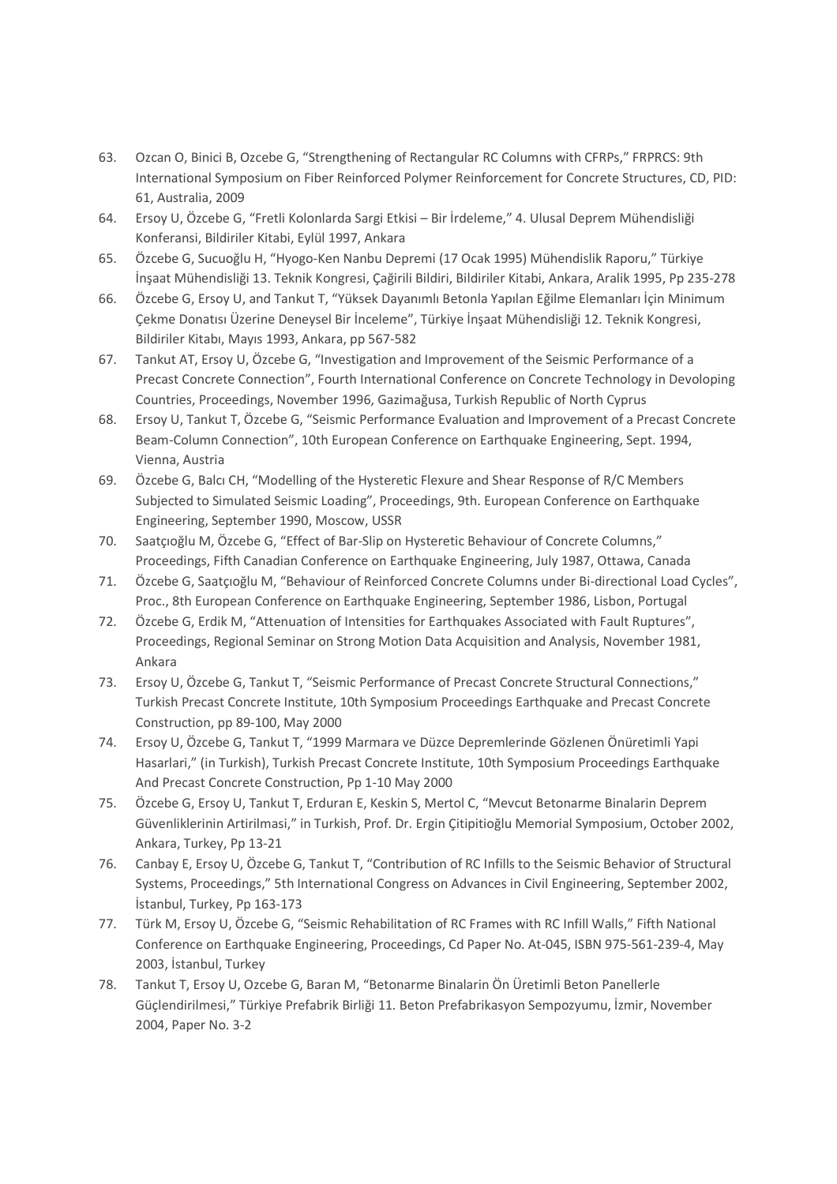63. Ozcan O, Binici B, Ozcebe G, "Strengthening of Rectangular RC Columns with CFRPs," FRPRCS: 9th International Symposium on Fiber Reinforced Polymer Reinforcement for Concrete Structures, CD, PID: 61, Australia, 2009
64. Ersoy U, Özcebe G, "Fretli Kolonlarda Sargi Etkisi – Bir İrdeleme," 4. Ulusal Deprem Mühendisliği Konferansi, Bildiriler Kitabi, Eylül 1997, Ankara
65. Özcebe G, Sucuoğlu H, "Hyogo-Ken Nanbu Depremi (17 Ocak 1995) Mühendislik Raporu," Türkiye İnşaat Mühendisliği 13. Teknik Kongresi, Çağirili Bildiri, Bildiriler Kitabi, Ankara, Aralik 1995, Pp 235-278
66. Özcebe G, Ersoy U, and Tankut T, "Yüksek Dayanımlı Betonla Yapılan Eğilme Elemanları İçin Minimum Çekme Donatısı Üzerine Deneysel Bir İnceleme", Türkiye İnşaat Mühendisliği 12. Teknik Kongresi, Bildiriler Kitabı, Mayıs 1993, Ankara, pp 567-582
67. Tankut AT, Ersoy U, Özcebe G, "Investigation and Improvement of the Seismic Performance of a Precast Concrete Connection", Fourth International Conference on Concrete Technology in Devoloping Countries, Proceedings, November 1996, Gazimağusa, Turkish Republic of North Cyprus
68. Ersoy U, Tankut T, Özcebe G, "Seismic Performance Evaluation and Improvement of a Precast Concrete Beam-Column Connection", 10th European Conference on Earthquake Engineering, Sept. 1994, Vienna, Austria
69. Özcebe G, Balcı CH, "Modelling of the Hysteretic Flexure and Shear Response of R/C Members Subjected to Simulated Seismic Loading", Proceedings, 9th. European Conference on Earthquake Engineering, September 1990, Moscow, USSR
70. Saatçıoğlu M, Özcebe G, "Effect of Bar-Slip on Hysteretic Behaviour of Concrete Columns," Proceedings, Fifth Canadian Conference on Earthquake Engineering, July 1987, Ottawa, Canada
71. Özcebe G, Saatçıoğlu M, "Behaviour of Reinforced Concrete Columns under Bi-directional Load Cycles", Proc., 8th European Conference on Earthquake Engineering, September 1986, Lisbon, Portugal
72. Özcebe G, Erdik M, "Attenuation of Intensities for Earthquakes Associated with Fault Ruptures", Proceedings, Regional Seminar on Strong Motion Data Acquisition and Analysis, November 1981, Ankara
73. Ersoy U, Özcebe G, Tankut T, "Seismic Performance of Precast Concrete Structural Connections," Turkish Precast Concrete Institute, 10th Symposium Proceedings Earthquake and Precast Concrete Construction, pp 89-100, May 2000
74. Ersoy U, Özcebe G, Tankut T, "1999 Marmara ve Düzce Depremlerinde Gözlenen Önüretimli Yapi Hasarlari," (in Turkish), Turkish Precast Concrete Institute, 10th Symposium Proceedings Earthquake And Precast Concrete Construction, Pp 1-10 May 2000
75. Özcebe G, Ersoy U, Tankut T, Erduran E, Keskin S, Mertol C, "Mevcut Betonarme Binalarin Deprem Güvenliklerinin Artirilmasi," in Turkish, Prof. Dr. Ergin Çitipitioğlu Memorial Symposium, October 2002, Ankara, Turkey, Pp 13-21
76. Canbay E, Ersoy U, Özcebe G, Tankut T, "Contribution of RC Infills to the Seismic Behavior of Structural Systems, Proceedings," 5th International Congress on Advances in Civil Engineering, September 2002, İstanbul, Turkey, Pp 163-173
77. Türk M, Ersoy U, Özcebe G, "Seismic Rehabilitation of RC Frames with RC Infill Walls," Fifth National Conference on Earthquake Engineering, Proceedings, Cd Paper No. At-045, ISBN 975-561-239-4, May 2003, İstanbul, Turkey
78. Tankut T, Ersoy U, Ozcebe G, Baran M, "Betonarme Binalarin Ön Üretimli Beton Panellerle Güçlendirilmesi," Türkiye Prefabrik Birliği 11. Beton Prefabrikasyon Sempozyumu, İzmir, November 2004, Paper No. 3-2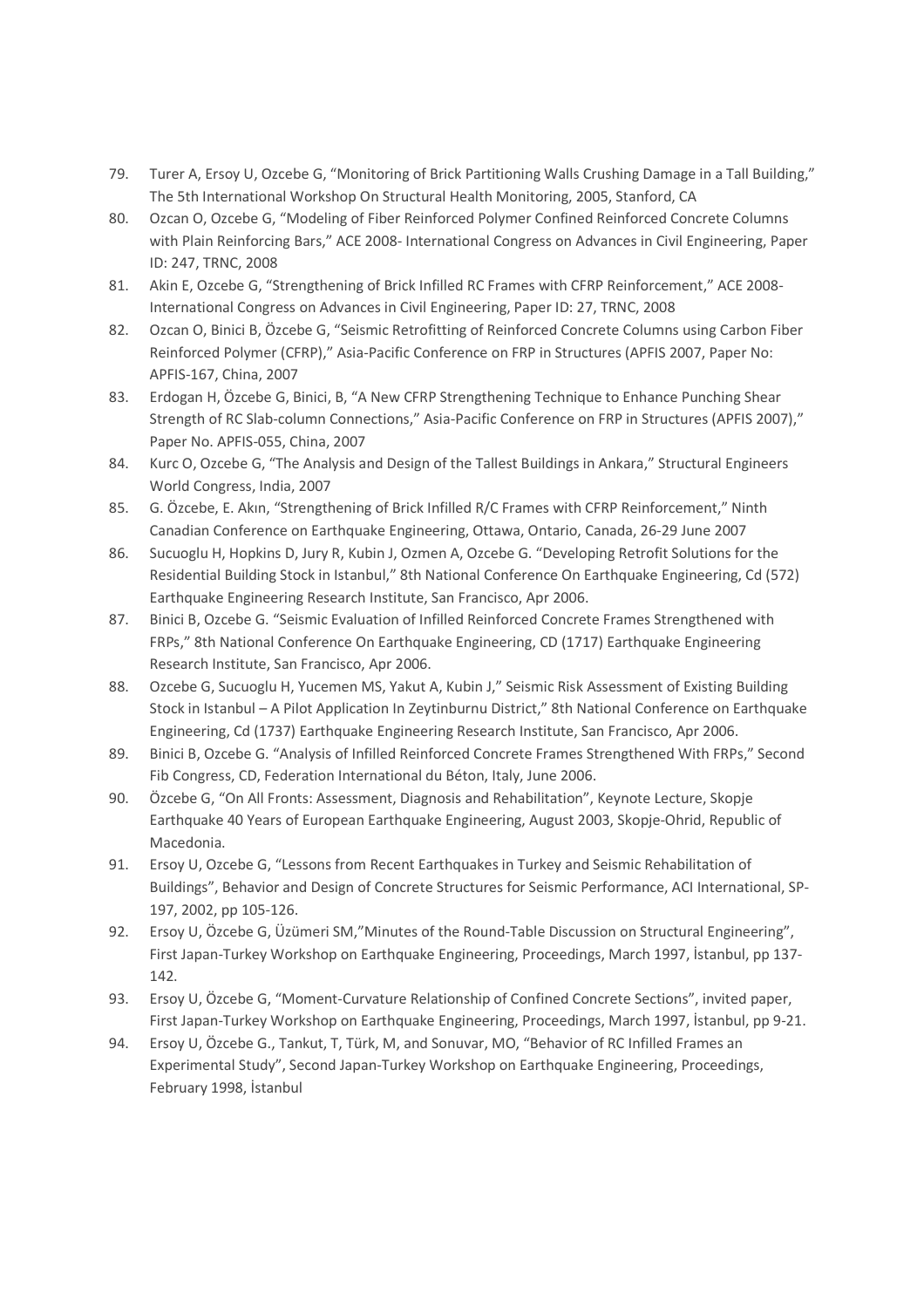79. Turer A, Ersoy U, Ozcebe G, "Monitoring of Brick Partitioning Walls Crushing Damage in a Tall Building," The 5th International Workshop On Structural Health Monitoring, 2005, Stanford, CA
80. Ozcan O, Ozcebe G, "Modeling of Fiber Reinforced Polymer Confined Reinforced Concrete Columns with Plain Reinforcing Bars," ACE 2008- International Congress on Advances in Civil Engineering, Paper ID: 247, TRNC, 2008
81. Akin E, Ozcebe G, "Strengthening of Brick Infilled RC Frames with CFRP Reinforcement," ACE 2008- International Congress on Advances in Civil Engineering, Paper ID: 27, TRNC, 2008
82. Ozcan O, Binici B, Özcebe G, "Seismic Retrofitting of Reinforced Concrete Columns using Carbon Fiber Reinforced Polymer (CFRP)," Asia-Pacific Conference on FRP in Structures (APFIS 2007, Paper No: APFIS-167, China, 2007
83. Erdogan H, Özcebe G, Binici, B, "A New CFRP Strengthening Technique to Enhance Punching Shear Strength of RC Slab-column Connections," Asia-Pacific Conference on FRP in Structures (APFIS 2007)," Paper No. APFIS-055, China, 2007
84. Kurc O, Ozcebe G, "The Analysis and Design of the Tallest Buildings in Ankara," Structural Engineers World Congress, India, 2007
85. G. Özcebe, E. Akın, "Strengthening of Brick Infilled R/C Frames with CFRP Reinforcement," Ninth Canadian Conference on Earthquake Engineering, Ottawa, Ontario, Canada, 26-29 June 2007
86. Sucuoglu H, Hopkins D, Jury R, Kubin J, Ozmen A, Ozcebe G. "Developing Retrofit Solutions for the Residential Building Stock in Istanbul," 8th National Conference On Earthquake Engineering, Cd (572) Earthquake Engineering Research Institute, San Francisco, Apr 2006.
87. Binici B, Ozcebe G. "Seismic Evaluation of Infilled Reinforced Concrete Frames Strengthened with FRPs," 8th National Conference On Earthquake Engineering, CD (1717) Earthquake Engineering Research Institute, San Francisco, Apr 2006.
88. Ozcebe G, Sucuoglu H, Yucemen MS, Yakut A, Kubin J," Seismic Risk Assessment of Existing Building Stock in Istanbul – A Pilot Application In Zeytinburnu District," 8th National Conference on Earthquake Engineering, Cd (1737) Earthquake Engineering Research Institute, San Francisco, Apr 2006.
89. Binici B, Ozcebe G. "Analysis of Infilled Reinforced Concrete Frames Strengthened With FRPs," Second Fib Congress, CD, Federation International du Béton, Italy, June 2006.
90. Özcebe G, "On All Fronts: Assessment, Diagnosis and Rehabilitation", Keynote Lecture, Skopje Earthquake 40 Years of European Earthquake Engineering, August 2003, Skopje-Ohrid, Republic of Macedonia.
91. Ersoy U, Ozcebe G, "Lessons from Recent Earthquakes in Turkey and Seismic Rehabilitation of Buildings", Behavior and Design of Concrete Structures for Seismic Performance, ACI International, SP-197, 2002, pp 105-126.
92. Ersoy U, Özcebe G, Üzümeri SM,"Minutes of the Round-Table Discussion on Structural Engineering", First Japan-Turkey Workshop on Earthquake Engineering, Proceedings, March 1997, İstanbul, pp 137-142.
93. Ersoy U, Özcebe G, "Moment-Curvature Relationship of Confined Concrete Sections", invited paper, First Japan-Turkey Workshop on Earthquake Engineering, Proceedings, March 1997, İstanbul, pp 9-21.
94. Ersoy U, Özcebe G., Tankut, T, Türk, M, and Sonuvar, MO, "Behavior of RC Infilled Frames an Experimental Study", Second Japan-Turkey Workshop on Earthquake Engineering, Proceedings, February 1998, İstanbul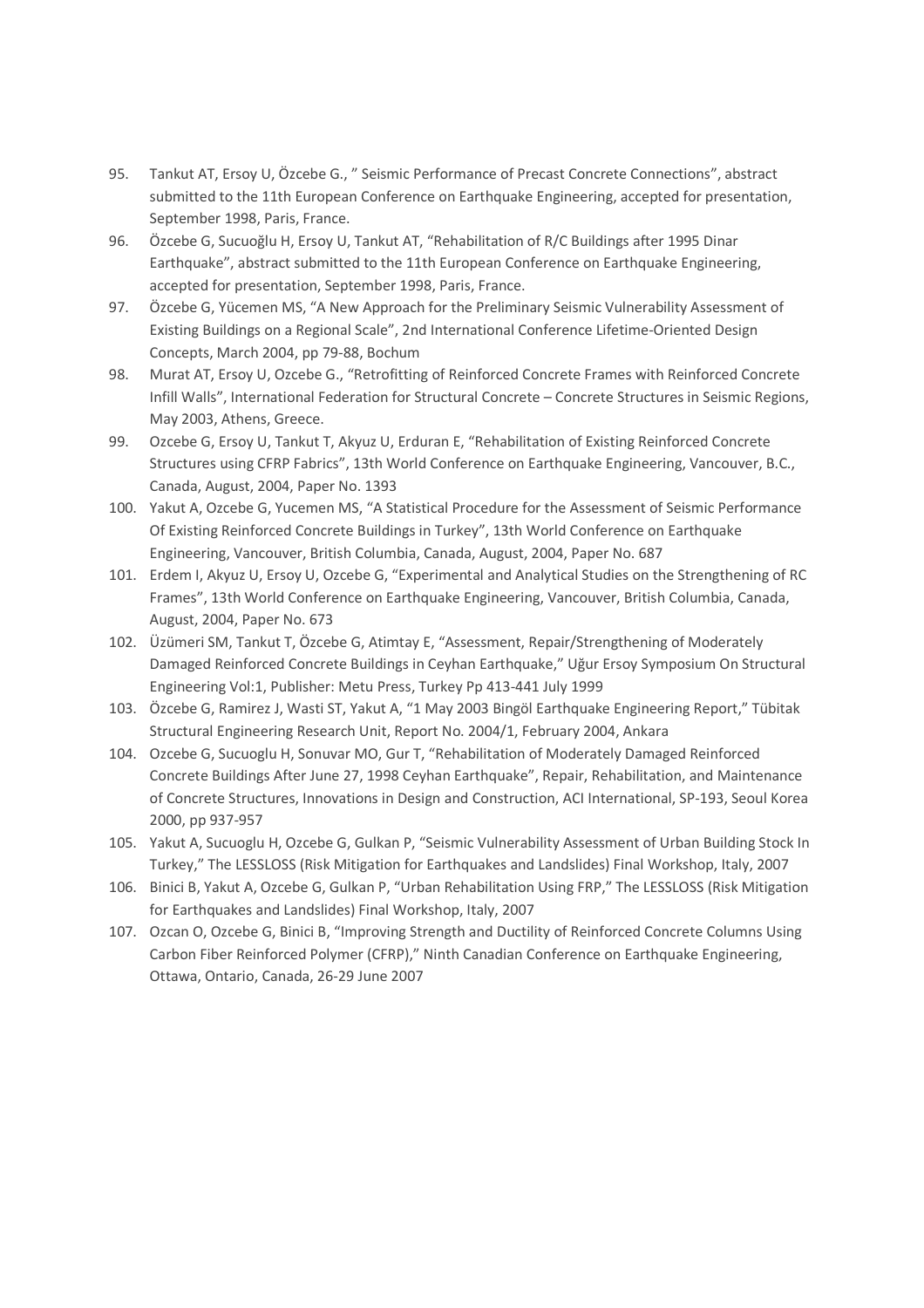95. Tankut AT, Ersoy U, Özcebe G., " Seismic Performance of Precast Concrete Connections", abstract submitted to the 11th European Conference on Earthquake Engineering, accepted for presentation, September 1998, Paris, France.
96. Özcebe G, Sucuoğlu H, Ersoy U, Tankut AT, "Rehabilitation of R/C Buildings after 1995 Dinar Earthquake", abstract submitted to the 11th European Conference on Earthquake Engineering, accepted for presentation, September 1998, Paris, France.
97. Özcebe G, Yücemen MS, "A New Approach for the Preliminary Seismic Vulnerability Assessment of Existing Buildings on a Regional Scale", 2nd International Conference Lifetime-Oriented Design Concepts, March 2004, pp 79-88, Bochum
98. Murat AT, Ersoy U, Ozcebe G., "Retrofitting of Reinforced Concrete Frames with Reinforced Concrete Infill Walls", International Federation for Structural Concrete – Concrete Structures in Seismic Regions, May 2003, Athens, Greece.
99. Ozcebe G, Ersoy U, Tankut T, Akyuz U, Erduran E, "Rehabilitation of Existing Reinforced Concrete Structures using CFRP Fabrics", 13th World Conference on Earthquake Engineering, Vancouver, B.C., Canada, August, 2004, Paper No. 1393
100. Yakut A, Ozcebe G, Yucemen MS, "A Statistical Procedure for the Assessment of Seismic Performance Of Existing Reinforced Concrete Buildings in Turkey", 13th World Conference on Earthquake Engineering, Vancouver, British Columbia, Canada, August, 2004, Paper No. 687
101. Erdem I, Akyuz U, Ersoy U, Ozcebe G, "Experimental and Analytical Studies on the Strengthening of RC Frames", 13th World Conference on Earthquake Engineering, Vancouver, British Columbia, Canada, August, 2004, Paper No. 673
102. Üzümeri SM, Tankut T, Özcebe G, Atimtay E, "Assessment, Repair/Strengthening of Moderately Damaged Reinforced Concrete Buildings in Ceyhan Earthquake," Uğur Ersoy Symposium On Structural Engineering Vol:1, Publisher: Metu Press, Turkey Pp 413-441 July 1999
103. Özcebe G, Ramirez J, Wasti ST, Yakut A, "1 May 2003 Bingöl Earthquake Engineering Report," Tübitak Structural Engineering Research Unit, Report No. 2004/1, February 2004, Ankara
104. Ozcebe G, Sucuoglu H, Sonuvar MO, Gur T, "Rehabilitation of Moderately Damaged Reinforced Concrete Buildings After June 27, 1998 Ceyhan Earthquake", Repair, Rehabilitation, and Maintenance of Concrete Structures, Innovations in Design and Construction, ACI International, SP-193, Seoul Korea 2000, pp 937-957
105. Yakut A, Sucuoglu H, Ozcebe G, Gulkan P, "Seismic Vulnerability Assessment of Urban Building Stock In Turkey," The LESSLOSS (Risk Mitigation for Earthquakes and Landslides) Final Workshop, Italy, 2007
106. Binici B, Yakut A, Ozcebe G, Gulkan P, "Urban Rehabilitation Using FRP," The LESSLOSS (Risk Mitigation for Earthquakes and Landslides) Final Workshop, Italy, 2007
107. Ozcan O, Ozcebe G, Binici B, "Improving Strength and Ductility of Reinforced Concrete Columns Using Carbon Fiber Reinforced Polymer (CFRP)," Ninth Canadian Conference on Earthquake Engineering, Ottawa, Ontario, Canada, 26-29 June 2007